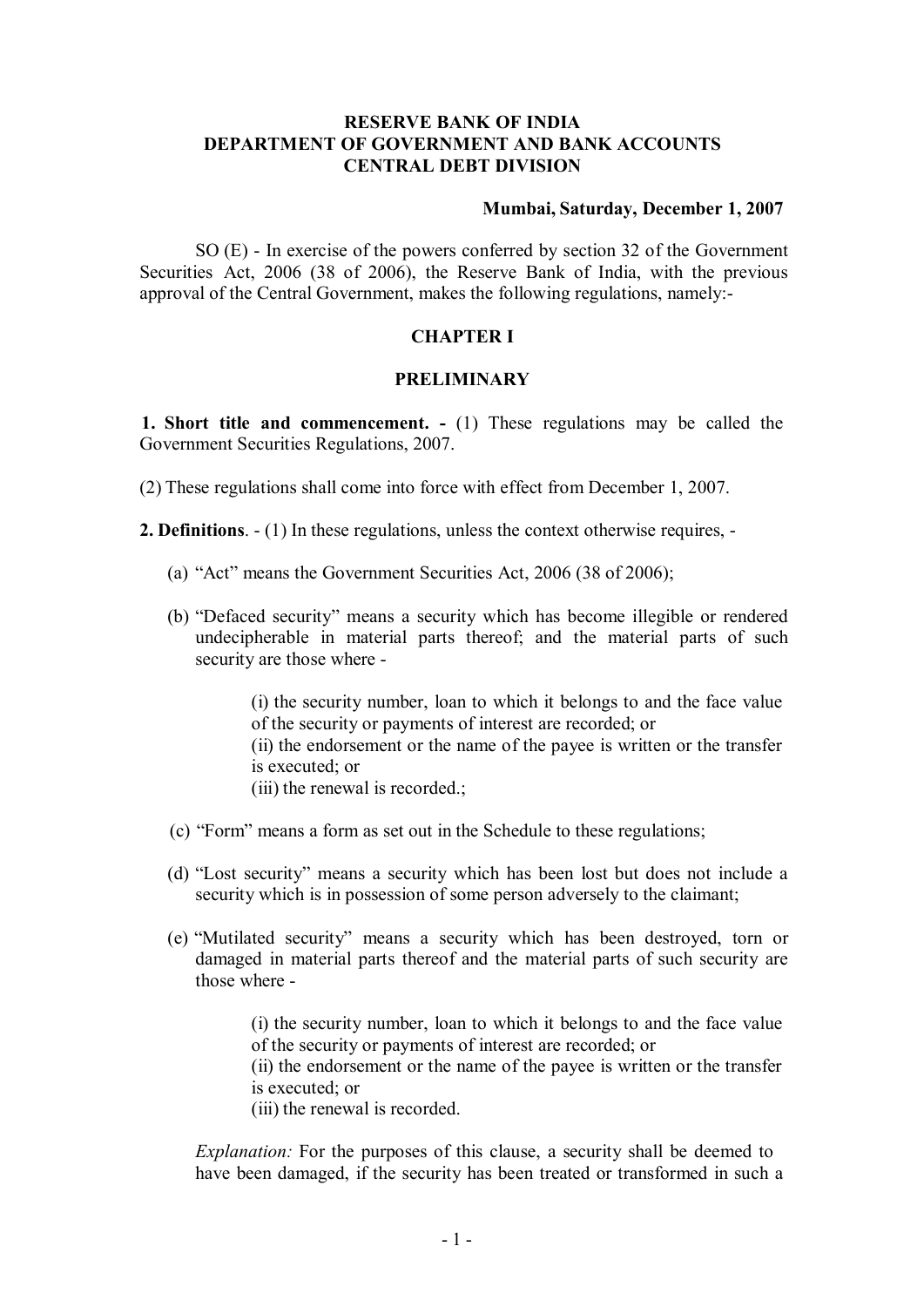**RESERVE BANK OF INDIA**
**DEPARTMENT OF GOVERNMENT AND BANK ACCOUNTS**
**CENTRAL DEBT DIVISION**

**Mumbai, Saturday, December 1, 2007**

SO (E) - In exercise of the powers conferred by section 32 of the Government Securities Act, 2006 (38 of 2006), the Reserve Bank of India, with the previous approval of the Central Government, makes the following regulations, namely:-

## CHAPTER I

## PRELIMINARY

**1. Short title and commencement. -** (1) These regulations may be called the Government Securities Regulations, 2007.

(2) These regulations shall come into force with effect from December 1, 2007.

**2. Definitions**. - (1) In these regulations, unless the context otherwise requires, -

(a) "Act" means the Government Securities Act, 2006 (38 of 2006);

(b) "Defaced security" means a security which has become illegible or rendered undecipherable in material parts thereof; and the material parts of such security are those where -

> (i) the security number, loan to which it belongs to and the face value of the security or payments of interest are recorded; or
> (ii) the endorsement or the name of the payee is written or the transfer is executed; or
> (iii) the renewal is recorded.;

(c) "Form" means a form as set out in the Schedule to these regulations;

(d) "Lost security" means a security which has been lost but does not include a security which is in possession of some person adversely to the claimant;

(e) "Mutilated security" means a security which has been destroyed, torn or damaged in material parts thereof and the material parts of such security are those where -

> (i) the security number, loan to which it belongs to and the face value of the security or payments of interest are recorded; or
> (ii) the endorsement or the name of the payee is written or the transfer is executed; or
> (iii) the renewal is recorded.

*Explanation:* For the purposes of this clause, a security shall be deemed to have been damaged, if the security has been treated or transformed in such a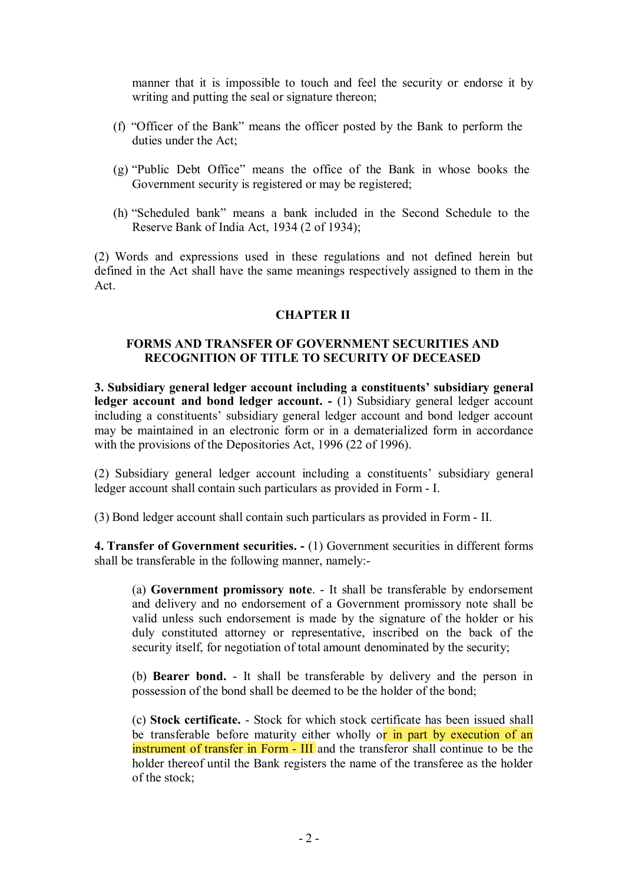manner that it is impossible to touch and feel the security or endorse it by writing and putting the seal or signature thereon;

(f) "Officer of the Bank" means the officer posted by the Bank to perform the duties under the Act;

(g) "Public Debt Office" means the office of the Bank in whose books the Government security is registered or may be registered;

(h) "Scheduled bank" means a bank included in the Second Schedule to the Reserve Bank of India Act, 1934 (2 of 1934);

(2) Words and expressions used in these regulations and not defined herein but defined in the Act shall have the same meanings respectively assigned to them in the Act.

## CHAPTER II

### FORMS AND TRANSFER OF GOVERNMENT SECURITIES AND RECOGNITION OF TITLE TO SECURITY OF DECEASED

**3. Subsidiary general ledger account including a constituents' subsidiary general ledger account and bond ledger account. -** (1) Subsidiary general ledger account including a constituents' subsidiary general ledger account and bond ledger account may be maintained in an electronic form or in a dematerialized form in accordance with the provisions of the Depositories Act, 1996 (22 of 1996).

(2) Subsidiary general ledger account including a constituents' subsidiary general ledger account shall contain such particulars as provided in Form - I.

(3) Bond ledger account shall contain such particulars as provided in Form - II.

**4. Transfer of Government securities. -** (1) Government securities in different forms shall be transferable in the following manner, namely:-

(a) **Government promissory note**. - It shall be transferable by endorsement and delivery and no endorsement of a Government promissory note shall be valid unless such endorsement is made by the signature of the holder or his duly constituted attorney or representative, inscribed on the back of the security itself, for negotiation of total amount denominated by the security;

(b) **Bearer bond.** - It shall be transferable by delivery and the person in possession of the bond shall be deemed to be the holder of the bond;

(c) **Stock certificate.** - Stock for which stock certificate has been issued shall be transferable before maturity either wholly or in part by execution of an instrument of transfer in Form - III and the transferor shall continue to be the holder thereof until the Bank registers the name of the transferee as the holder of the stock;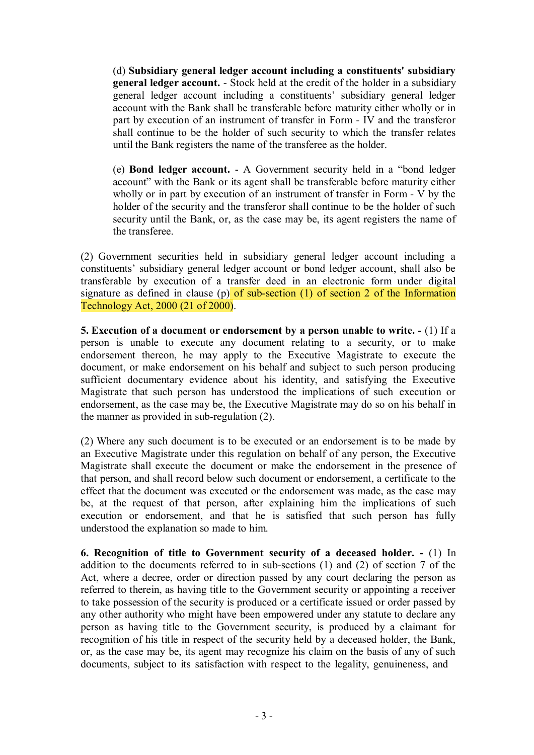(d) **Subsidiary general ledger account including a constituents' subsidiary general ledger account.** - Stock held at the credit of the holder in a subsidiary general ledger account including a constituents' subsidiary general ledger account with the Bank shall be transferable before maturity either wholly or in part by execution of an instrument of transfer in Form - IV and the transferor shall continue to be the holder of such security to which the transfer relates until the Bank registers the name of the transferee as the holder.

(e) **Bond ledger account.** - A Government security held in a "bond ledger account" with the Bank or its agent shall be transferable before maturity either wholly or in part by execution of an instrument of transfer in Form - V by the holder of the security and the transferor shall continue to be the holder of such security until the Bank, or, as the case may be, its agent registers the name of the transferee.

(2) Government securities held in subsidiary general ledger account including a constituents' subsidiary general ledger account or bond ledger account, shall also be transferable by execution of a transfer deed in an electronic form under digital signature as defined in clause (p) of sub-section (1) of section 2 of the Information Technology Act, 2000 (21 of 2000).

**5. Execution of a document or endorsement by a person unable to write. -** (1) If a person is unable to execute any document relating to a security, or to make endorsement thereon, he may apply to the Executive Magistrate to execute the document, or make endorsement on his behalf and subject to such person producing sufficient documentary evidence about his identity, and satisfying the Executive Magistrate that such person has understood the implications of such execution or endorsement, as the case may be, the Executive Magistrate may do so on his behalf in the manner as provided in sub-regulation (2).

(2) Where any such document is to be executed or an endorsement is to be made by an Executive Magistrate under this regulation on behalf of any person, the Executive Magistrate shall execute the document or make the endorsement in the presence of that person, and shall record below such document or endorsement, a certificate to the effect that the document was executed or the endorsement was made, as the case may be, at the request of that person, after explaining him the implications of such execution or endorsement, and that he is satisfied that such person has fully understood the explanation so made to him.

**6. Recognition of title to Government security of a deceased holder. -** (1) In addition to the documents referred to in sub-sections (1) and (2) of section 7 of the Act, where a decree, order or direction passed by any court declaring the person as referred to therein, as having title to the Government security or appointing a receiver to take possession of the security is produced or a certificate issued or order passed by any other authority who might have been empowered under any statute to declare any person as having title to the Government security, is produced by a claimant for recognition of his title in respect of the security held by a deceased holder, the Bank, or, as the case may be, its agent may recognize his claim on the basis of any of such documents, subject to its satisfaction with respect to the legality, genuineness, and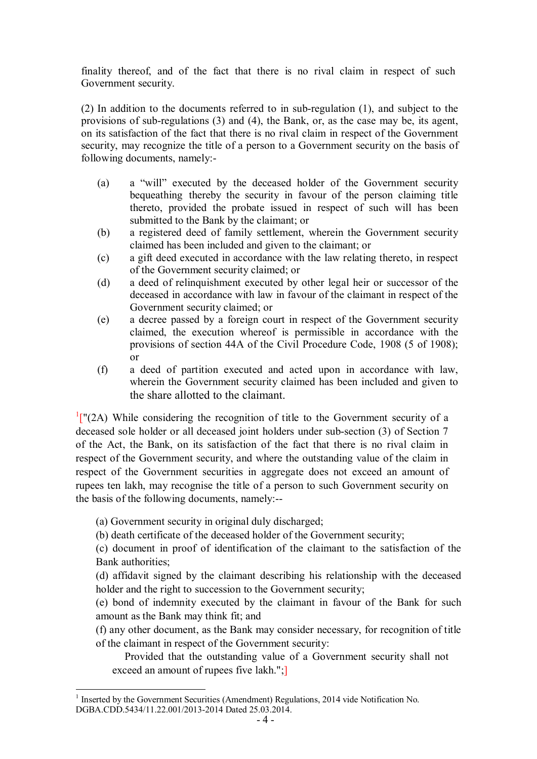finality thereof, and of the fact that there is no rival claim in respect of such Government security.

(2) In addition to the documents referred to in sub-regulation (1), and subject to the provisions of sub-regulations (3) and (4), the Bank, or, as the case may be, its agent, on its satisfaction of the fact that there is no rival claim in respect of the Government security, may recognize the title of a person to a Government security on the basis of following documents, namely:-

(a) a "will" executed by the deceased holder of the Government security bequeathing thereby the security in favour of the person claiming title thereto, provided the probate issued in respect of such will has been submitted to the Bank by the claimant; or

(b) a registered deed of family settlement, wherein the Government security claimed has been included and given to the claimant; or

(c) a gift deed executed in accordance with the law relating thereto, in respect of the Government security claimed; or

(d) a deed of relinquishment executed by other legal heir or successor of the deceased in accordance with law in favour of the claimant in respect of the Government security claimed; or

(e) a decree passed by a foreign court in respect of the Government security claimed, the execution whereof is permissible in accordance with the provisions of section 44A of the Civil Procedure Code, 1908 (5 of 1908); or

(f) a deed of partition executed and acted upon in accordance with law, wherein the Government security claimed has been included and given to the share allotted to the claimant.

[1]["(2A) While considering the recognition of title to the Government security of a deceased sole holder or all deceased joint holders under sub-section (3) of Section 7 of the Act, the Bank, on its satisfaction of the fact that there is no rival claim in respect of the Government security, and where the outstanding value of the claim in respect of the Government securities in aggregate does not exceed an amount of rupees ten lakh, may recognise the title of a person to such Government security on the basis of the following documents, namely:--

(a) Government security in original duly discharged;

(b) death certificate of the deceased holder of the Government security;

(c) document in proof of identification of the claimant to the satisfaction of the Bank authorities;

(d) affidavit signed by the claimant describing his relationship with the deceased holder and the right to succession to the Government security;

(e) bond of indemnity executed by the claimant in favour of the Bank for such amount as the Bank may think fit; and

(f) any other document, as the Bank may consider necessary, for recognition of title of the claimant in respect of the Government security:

Provided that the outstanding value of a Government security shall not exceed an amount of rupees five lakh.";]

---

[1] Inserted by the Government Securities (Amendment) Regulations, 2014 vide Notification No. DGBA.CDD.5434/11.22.001/2013-2014 Dated 25.03.2014.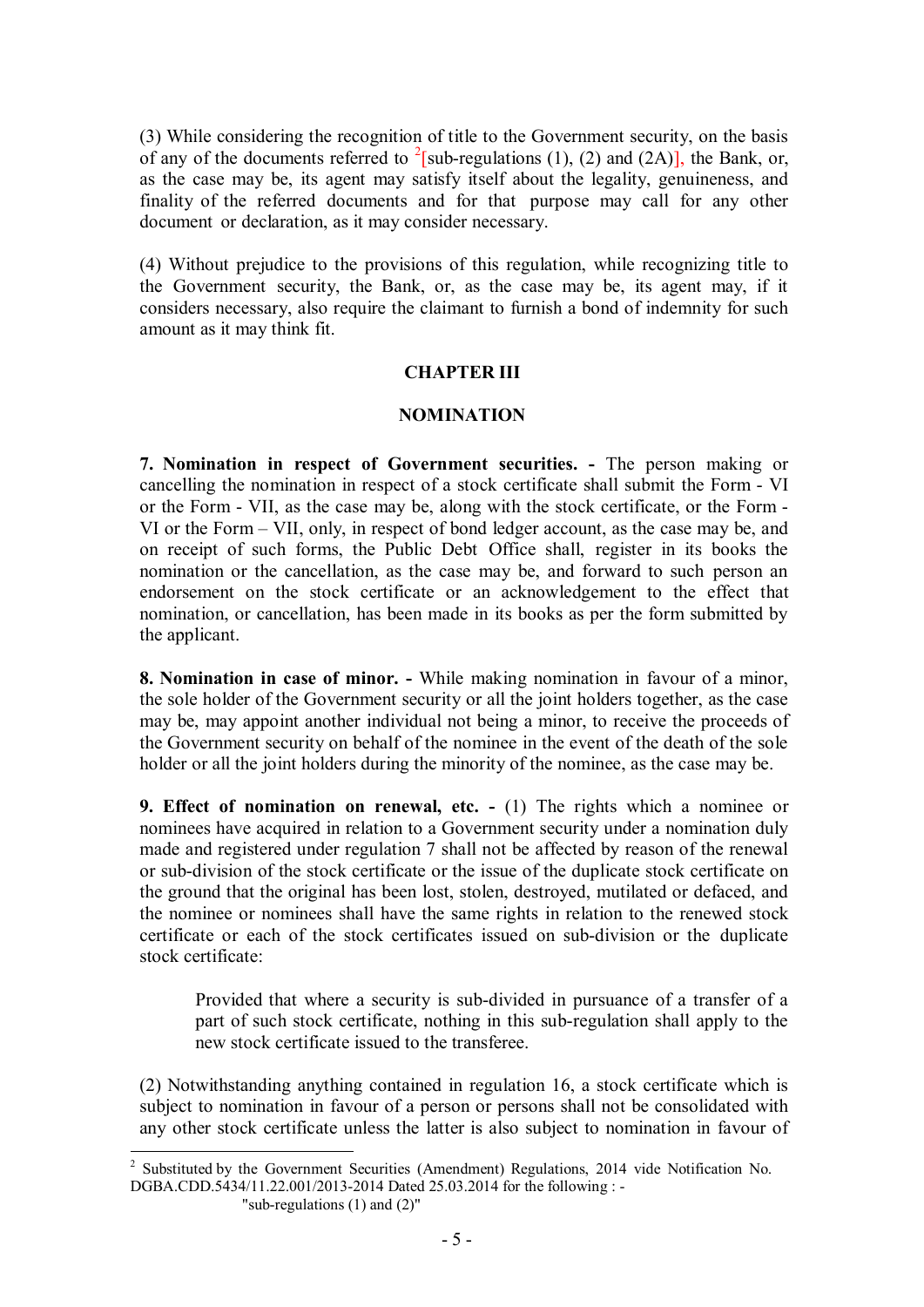(3) While considering the recognition of title to the Government security, on the basis of any of the documents referred to [2][sub-regulations (1), (2) and (2A)], the Bank, or, as the case may be, its agent may satisfy itself about the legality, genuineness, and finality of the referred documents and for that purpose may call for any other document or declaration, as it may consider necessary.

(4) Without prejudice to the provisions of this regulation, while recognizing title to the Government security, the Bank, or, as the case may be, its agent may, if it considers necessary, also require the claimant to furnish a bond of indemnity for such amount as it may think fit.

## CHAPTER III

## NOMINATION

**7. Nomination in respect of Government securities. -** The person making or cancelling the nomination in respect of a stock certificate shall submit the Form - VI or the Form - VII, as the case may be, along with the stock certificate, or the Form - VI or the Form – VII, only, in respect of bond ledger account, as the case may be, and on receipt of such forms, the Public Debt Office shall, register in its books the nomination or the cancellation, as the case may be, and forward to such person an endorsement on the stock certificate or an acknowledgement to the effect that nomination, or cancellation, has been made in its books as per the form submitted by the applicant.

**8. Nomination in case of minor. -** While making nomination in favour of a minor, the sole holder of the Government security or all the joint holders together, as the case may be, may appoint another individual not being a minor, to receive the proceeds of the Government security on behalf of the nominee in the event of the death of the sole holder or all the joint holders during the minority of the nominee, as the case may be.

**9. Effect of nomination on renewal, etc. -** (1) The rights which a nominee or nominees have acquired in relation to a Government security under a nomination duly made and registered under regulation 7 shall not be affected by reason of the renewal or sub-division of the stock certificate or the issue of the duplicate stock certificate on the ground that the original has been lost, stolen, destroyed, mutilated or defaced, and the nominee or nominees shall have the same rights in relation to the renewed stock certificate or each of the stock certificates issued on sub-division or the duplicate stock certificate:

> Provided that where a security is sub-divided in pursuance of a transfer of a part of such stock certificate, nothing in this sub-regulation shall apply to the new stock certificate issued to the transferee.

(2) Notwithstanding anything contained in regulation 16, a stock certificate which is subject to nomination in favour of a person or persons shall not be consolidated with any other stock certificate unless the latter is also subject to nomination in favour of

---

[2] Substituted by the Government Securities (Amendment) Regulations, 2014 vide Notification No. DGBA.CDD.5434/11.22.001/2013-2014 Dated 25.03.2014 for the following : -
"sub-regulations (1) and (2)"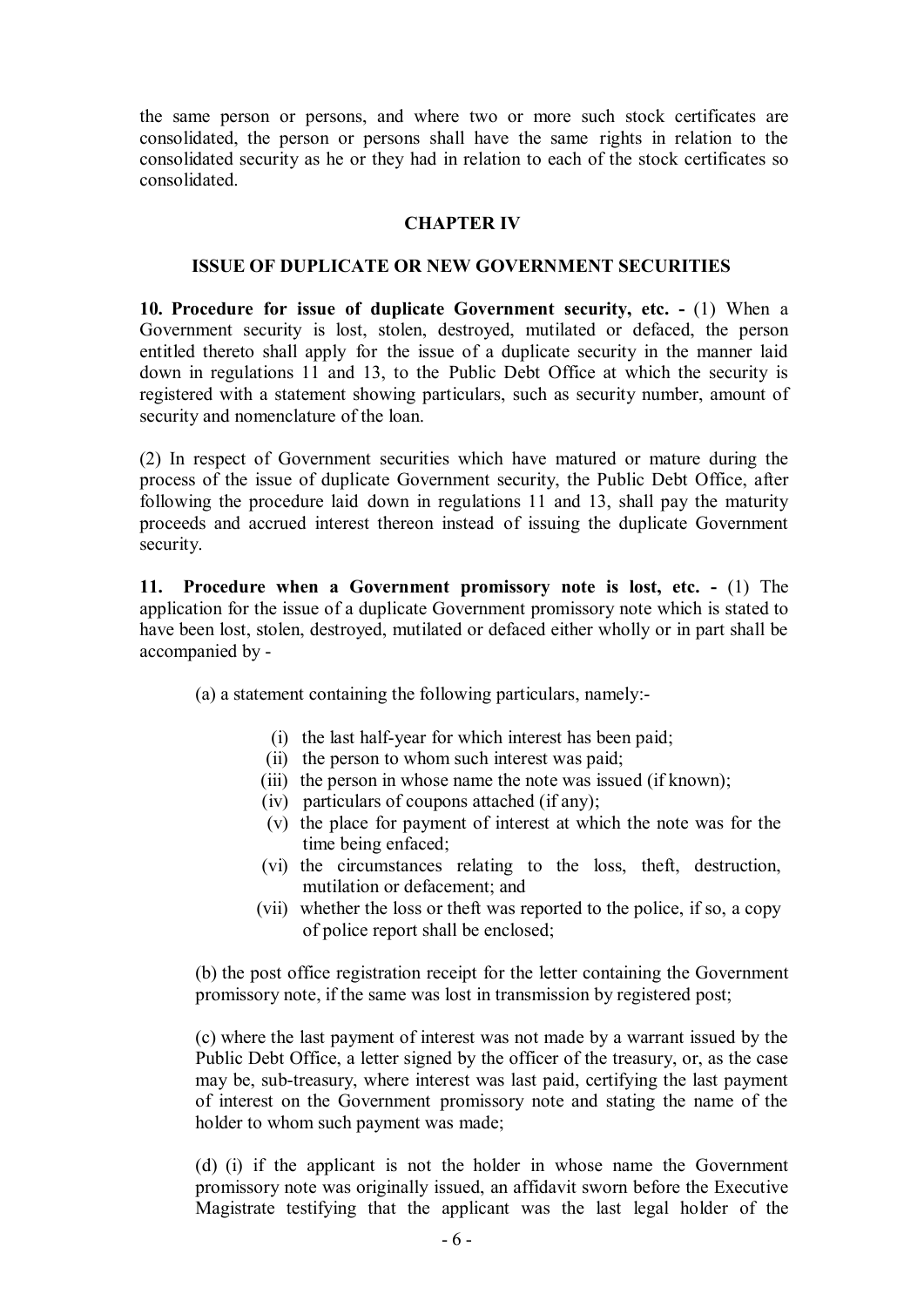the same person or persons, and where two or more such stock certificates are consolidated, the person or persons shall have the same rights in relation to the consolidated security as he or they had in relation to each of the stock certificates so consolidated.

## CHAPTER IV

### ISSUE OF DUPLICATE OR NEW GOVERNMENT SECURITIES

**10. Procedure for issue of duplicate Government security, etc. -** (1) When a Government security is lost, stolen, destroyed, mutilated or defaced, the person entitled thereto shall apply for the issue of a duplicate security in the manner laid down in regulations 11 and 13, to the Public Debt Office at which the security is registered with a statement showing particulars, such as security number, amount of security and nomenclature of the loan.

(2) In respect of Government securities which have matured or mature during the process of the issue of duplicate Government security, the Public Debt Office, after following the procedure laid down in regulations 11 and 13, shall pay the maturity proceeds and accrued interest thereon instead of issuing the duplicate Government security.

**11. Procedure when a Government promissory note is lost, etc. -** (1) The application for the issue of a duplicate Government promissory note which is stated to have been lost, stolen, destroyed, mutilated or defaced either wholly or in part shall be accompanied by -

(a) a statement containing the following particulars, namely:-

- (i) the last half-year for which interest has been paid;
- (ii) the person to whom such interest was paid;
- (iii) the person in whose name the note was issued (if known);
- (iv) particulars of coupons attached (if any);
- (v) the place for payment of interest at which the note was for the time being enfaced;
- (vi) the circumstances relating to the loss, theft, destruction, mutilation or defacement; and
- (vii) whether the loss or theft was reported to the police, if so, a copy of police report shall be enclosed;

(b) the post office registration receipt for the letter containing the Government promissory note, if the same was lost in transmission by registered post;

(c) where the last payment of interest was not made by a warrant issued by the Public Debt Office, a letter signed by the officer of the treasury, or, as the case may be, sub-treasury, where interest was last paid, certifying the last payment of interest on the Government promissory note and stating the name of the holder to whom such payment was made;

(d) (i) if the applicant is not the holder in whose name the Government promissory note was originally issued, an affidavit sworn before the Executive Magistrate testifying that the applicant was the last legal holder of the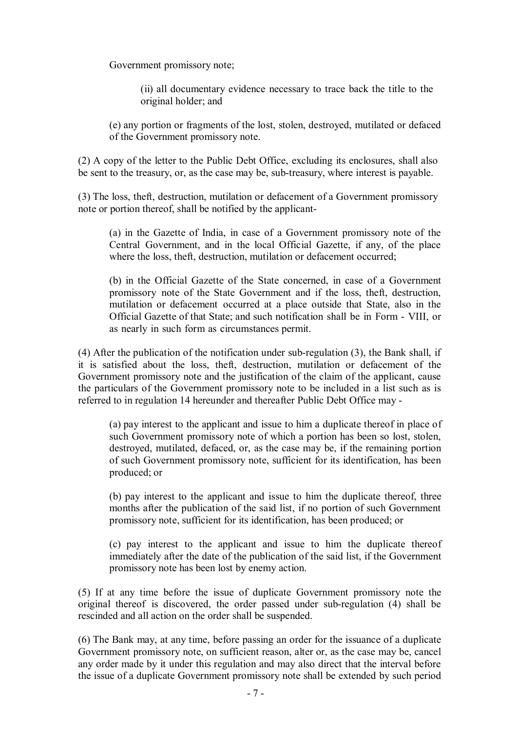Government promissory note;

(ii) all documentary evidence necessary to trace back the title to the original holder; and

(e) any portion or fragments of the lost, stolen, destroyed, mutilated or defaced of the Government promissory note.

(2) A copy of the letter to the Public Debt Office, excluding its enclosures, shall also be sent to the treasury, or, as the case may be, sub-treasury, where interest is payable.

(3) The loss, theft, destruction, mutilation or defacement of a Government promissory note or portion thereof, shall be notified by the applicant-

(a) in the Gazette of India, in case of a Government promissory note of the Central Government, and in the local Official Gazette, if any, of the place where the loss, theft, destruction, mutilation or defacement occurred;

(b) in the Official Gazette of the State concerned, in case of a Government promissory note of the State Government and if the loss, theft, destruction, mutilation or defacement occurred at a place outside that State, also in the Official Gazette of that State; and such notification shall be in Form - VIII, or as nearly in such form as circumstances permit.

(4) After the publication of the notification under sub-regulation (3), the Bank shall, if it is satisfied about the loss, theft, destruction, mutilation or defacement of the Government promissory note and the justification of the claim of the applicant, cause the particulars of the Government promissory note to be included in a list such as is referred to in regulation 14 hereunder and thereafter Public Debt Office may -

(a) pay interest to the applicant and issue to him a duplicate thereof in place of such Government promissory note of which a portion has been so lost, stolen, destroyed, mutilated, defaced, or, as the case may be, if the remaining portion of such Government promissory note, sufficient for its identification, has been produced; or

(b) pay interest to the applicant and issue to him the duplicate thereof, three months after the publication of the said list, if no portion of such Government promissory note, sufficient for its identification, has been produced; or

(c) pay interest to the applicant and issue to him the duplicate thereof immediately after the date of the publication of the said list, if the Government promissory note has been lost by enemy action.

(5) If at any time before the issue of duplicate Government promissory note the original thereof is discovered, the order passed under sub-regulation (4) shall be rescinded and all action on the order shall be suspended.

(6) The Bank may, at any time, before passing an order for the issuance of a duplicate Government promissory note, on sufficient reason, alter or, as the case may be, cancel any order made by it under this regulation and may also direct that the interval before the issue of a duplicate Government promissory note shall be extended by such period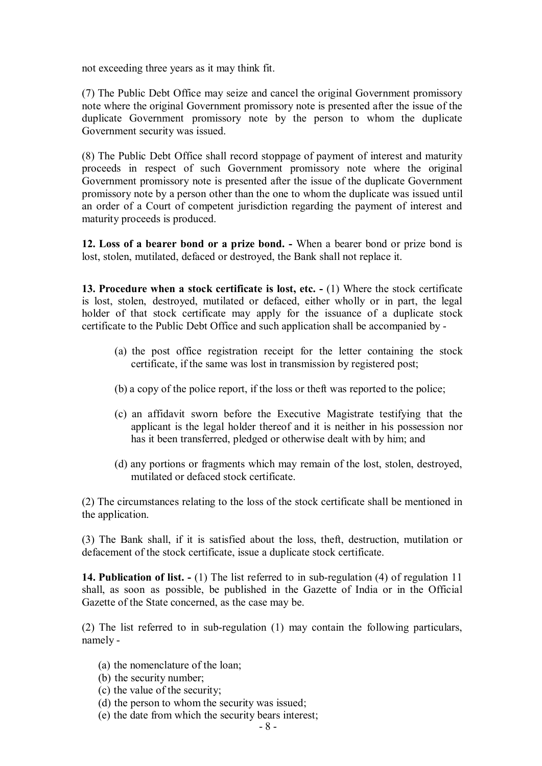not exceeding three years as it may think fit.

(7) The Public Debt Office may seize and cancel the original Government promissory note where the original Government promissory note is presented after the issue of the duplicate Government promissory note by the person to whom the duplicate Government security was issued.

(8) The Public Debt Office shall record stoppage of payment of interest and maturity proceeds in respect of such Government promissory note where the original Government promissory note is presented after the issue of the duplicate Government promissory note by a person other than the one to whom the duplicate was issued until an order of a Court of competent jurisdiction regarding the payment of interest and maturity proceeds is produced.

**12. Loss of a bearer bond or a prize bond. -** When a bearer bond or prize bond is lost, stolen, mutilated, defaced or destroyed, the Bank shall not replace it.

**13. Procedure when a stock certificate is lost, etc. -** (1) Where the stock certificate is lost, stolen, destroyed, mutilated or defaced, either wholly or in part, the legal holder of that stock certificate may apply for the issuance of a duplicate stock certificate to the Public Debt Office and such application shall be accompanied by -

(a) the post office registration receipt for the letter containing the stock certificate, if the same was lost in transmission by registered post;

(b) a copy of the police report, if the loss or theft was reported to the police;

(c) an affidavit sworn before the Executive Magistrate testifying that the applicant is the legal holder thereof and it is neither in his possession nor has it been transferred, pledged or otherwise dealt with by him; and

(d) any portions or fragments which may remain of the lost, stolen, destroyed, mutilated or defaced stock certificate.

(2) The circumstances relating to the loss of the stock certificate shall be mentioned in the application.

(3) The Bank shall, if it is satisfied about the loss, theft, destruction, mutilation or defacement of the stock certificate, issue a duplicate stock certificate.

**14. Publication of list. -** (1) The list referred to in sub-regulation (4) of regulation 11 shall, as soon as possible, be published in the Gazette of India or in the Official Gazette of the State concerned, as the case may be.

(2) The list referred to in sub-regulation (1) may contain the following particulars, namely -

(a) the nomenclature of the loan;
(b) the security number;
(c) the value of the security;
(d) the person to whom the security was issued;
(e) the date from which the security bears interest;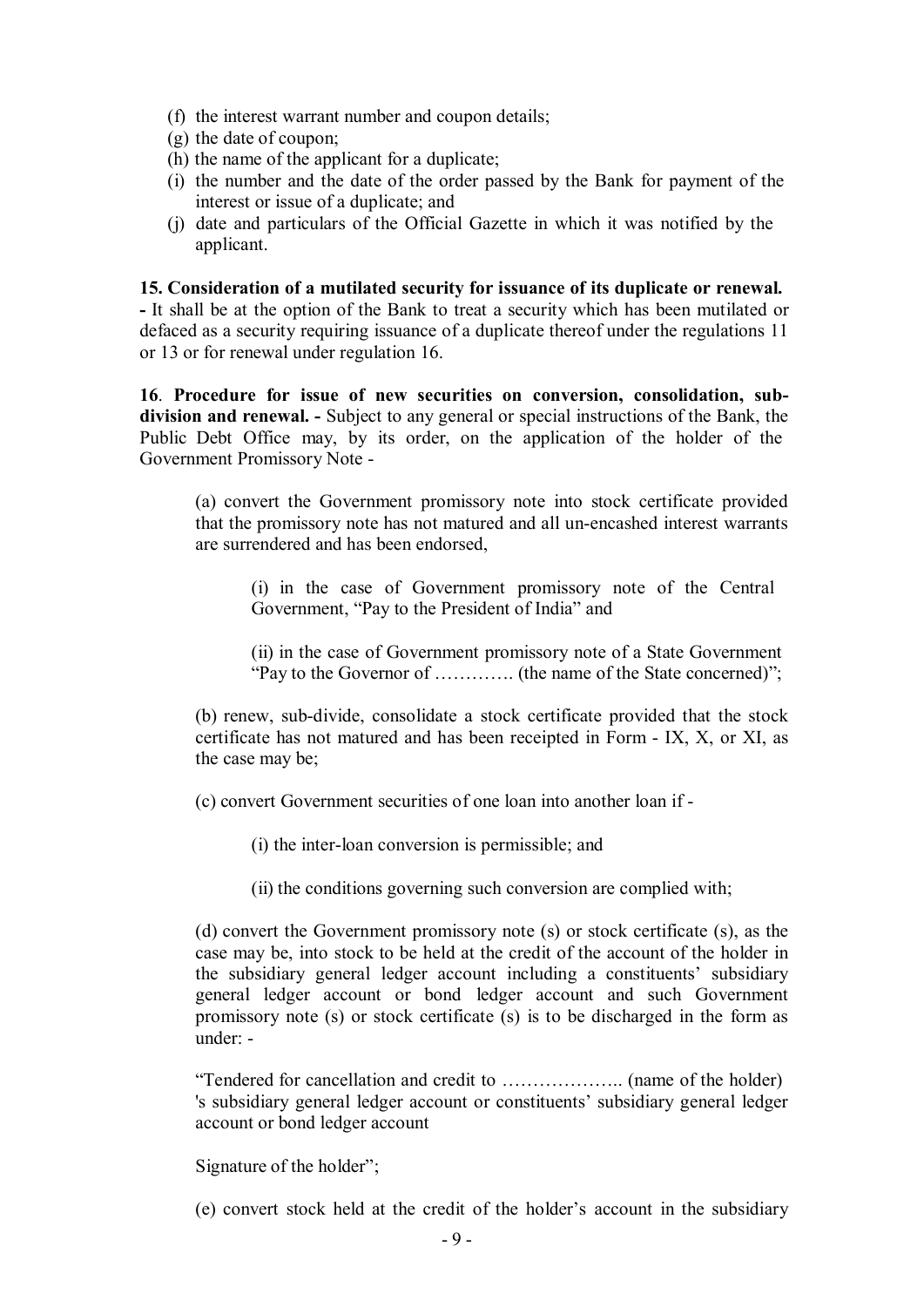(f) the interest warrant number and coupon details;
(g) the date of coupon;
(h) the name of the applicant for a duplicate;
(i) the number and the date of the order passed by the Bank for payment of the interest or issue of a duplicate; and
(j) date and particulars of the Official Gazette in which it was notified by the applicant.

**15. Consideration of a mutilated security for issuance of its duplicate or renewal. -** It shall be at the option of the Bank to treat a security which has been mutilated or defaced as a security requiring issuance of a duplicate thereof under the regulations 11 or 13 or for renewal under regulation 16.

**16**. **Procedure for issue of new securities on conversion, consolidation, sub-division and renewal. -** Subject to any general or special instructions of the Bank, the Public Debt Office may, by its order, on the application of the holder of the Government Promissory Note -

(a) convert the Government promissory note into stock certificate provided that the promissory note has not matured and all un-encashed interest warrants are surrendered and has been endorsed,

(i) in the case of Government promissory note of the Central Government, "Pay to the President of India" and

(ii) in the case of Government promissory note of a State Government "Pay to the Governor of …………. (the name of the State concerned)";

(b) renew, sub-divide, consolidate a stock certificate provided that the stock certificate has not matured and has been receipted in Form - IX, X, or XI, as the case may be;

(c) convert Government securities of one loan into another loan if -

(i) the inter-loan conversion is permissible; and

(ii) the conditions governing such conversion are complied with;

(d) convert the Government promissory note (s) or stock certificate (s), as the case may be, into stock to be held at the credit of the account of the holder in the subsidiary general ledger account including a constituents' subsidiary general ledger account or bond ledger account and such Government promissory note (s) or stock certificate (s) is to be discharged in the form as under: -

"Tendered for cancellation and credit to ……………….. (name of the holder) 's subsidiary general ledger account or constituents' subsidiary general ledger account or bond ledger account

Signature of the holder";

(e) convert stock held at the credit of the holder's account in the subsidiary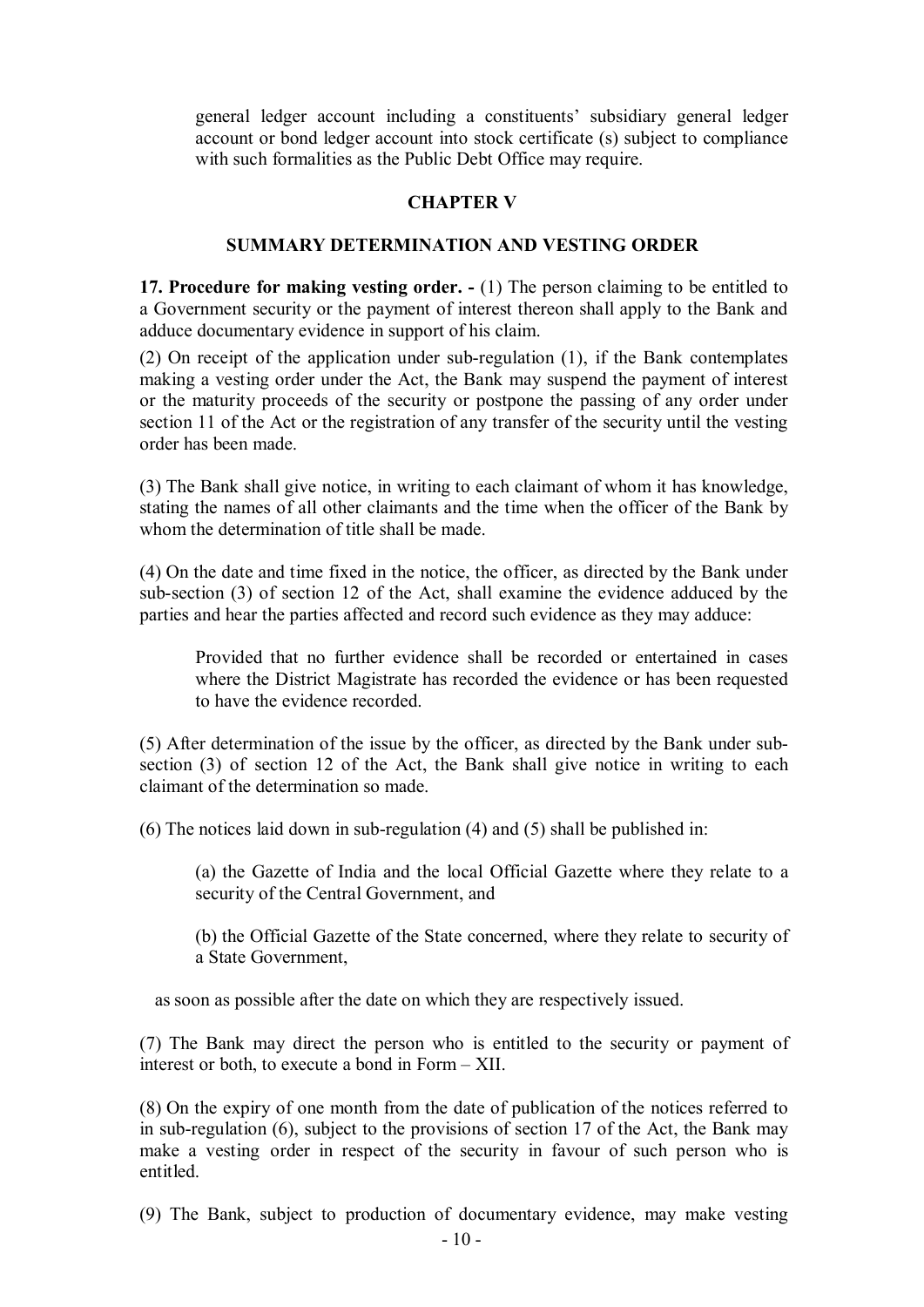general ledger account including a constituents' subsidiary general ledger account or bond ledger account into stock certificate (s) subject to compliance with such formalities as the Public Debt Office may require.

## CHAPTER V

## SUMMARY DETERMINATION AND VESTING ORDER

**17. Procedure for making vesting order. -** (1) The person claiming to be entitled to a Government security or the payment of interest thereon shall apply to the Bank and adduce documentary evidence in support of his claim.

(2) On receipt of the application under sub-regulation (1), if the Bank contemplates making a vesting order under the Act, the Bank may suspend the payment of interest or the maturity proceeds of the security or postpone the passing of any order under section 11 of the Act or the registration of any transfer of the security until the vesting order has been made.

(3) The Bank shall give notice, in writing to each claimant of whom it has knowledge, stating the names of all other claimants and the time when the officer of the Bank by whom the determination of title shall be made.

(4) On the date and time fixed in the notice, the officer, as directed by the Bank under sub-section (3) of section 12 of the Act, shall examine the evidence adduced by the parties and hear the parties affected and record such evidence as they may adduce:

> Provided that no further evidence shall be recorded or entertained in cases where the District Magistrate has recorded the evidence or has been requested to have the evidence recorded.

(5) After determination of the issue by the officer, as directed by the Bank under sub-section (3) of section 12 of the Act, the Bank shall give notice in writing to each claimant of the determination so made.

(6) The notices laid down in sub-regulation (4) and (5) shall be published in:

> (a) the Gazette of India and the local Official Gazette where they relate to a security of the Central Government, and
>
> (b) the Official Gazette of the State concerned, where they relate to security of a State Government,

as soon as possible after the date on which they are respectively issued.

(7) The Bank may direct the person who is entitled to the security or payment of interest or both, to execute a bond in Form – XII.

(8) On the expiry of one month from the date of publication of the notices referred to in sub-regulation (6), subject to the provisions of section 17 of the Act, the Bank may make a vesting order in respect of the security in favour of such person who is entitled.

(9) The Bank, subject to production of documentary evidence, may make vesting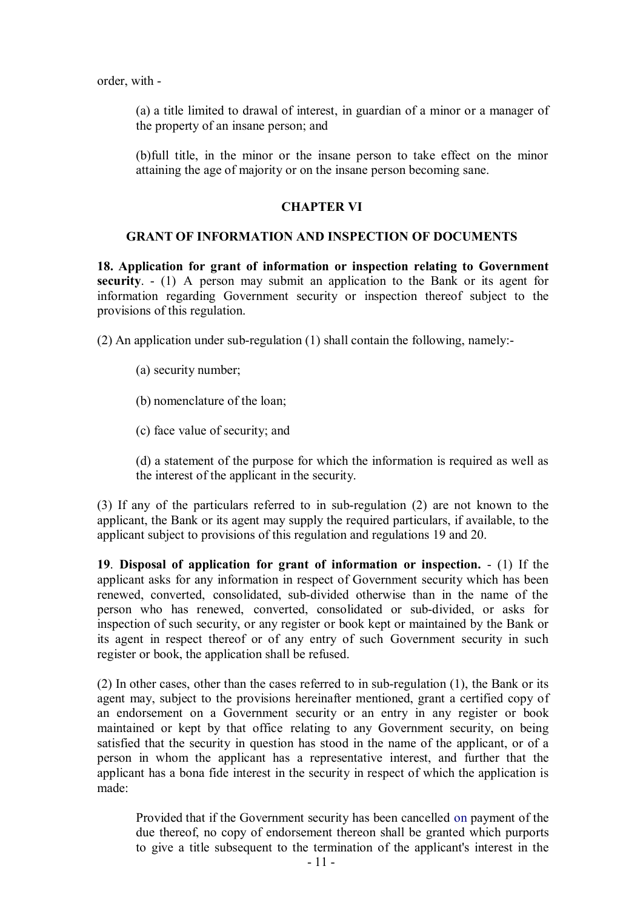order, with -

(a) a title limited to drawal of interest, in guardian of a minor or a manager of the property of an insane person; and

(b)full title, in the minor or the insane person to take effect on the minor attaining the age of majority or on the insane person becoming sane.

## CHAPTER VI

## GRANT OF INFORMATION AND INSPECTION OF DOCUMENTS

**18. Application for grant of information or inspection relating to Government security**. - (1) A person may submit an application to the Bank or its agent for information regarding Government security or inspection thereof subject to the provisions of this regulation.

(2) An application under sub-regulation (1) shall contain the following, namely:-

(a) security number;

(b) nomenclature of the loan;

(c) face value of security; and

(d) a statement of the purpose for which the information is required as well as the interest of the applicant in the security.

(3) If any of the particulars referred to in sub-regulation (2) are not known to the applicant, the Bank or its agent may supply the required particulars, if available, to the applicant subject to provisions of this regulation and regulations 19 and 20.

**19**. **Disposal of application for grant of information or inspection.** - (1) If the applicant asks for any information in respect of Government security which has been renewed, converted, consolidated, sub-divided otherwise than in the name of the person who has renewed, converted, consolidated or sub-divided, or asks for inspection of such security, or any register or book kept or maintained by the Bank or its agent in respect thereof or of any entry of such Government security in such register or book, the application shall be refused.

(2) In other cases, other than the cases referred to in sub-regulation (1), the Bank or its agent may, subject to the provisions hereinafter mentioned, grant a certified copy of an endorsement on a Government security or an entry in any register or book maintained or kept by that office relating to any Government security, on being satisfied that the security in question has stood in the name of the applicant, or of a person in whom the applicant has a representative interest, and further that the applicant has a bona fide interest in the security in respect of which the application is made:

Provided that if the Government security has been cancelled on payment of the due thereof, no copy of endorsement thereon shall be granted which purports to give a title subsequent to the termination of the applicant's interest in the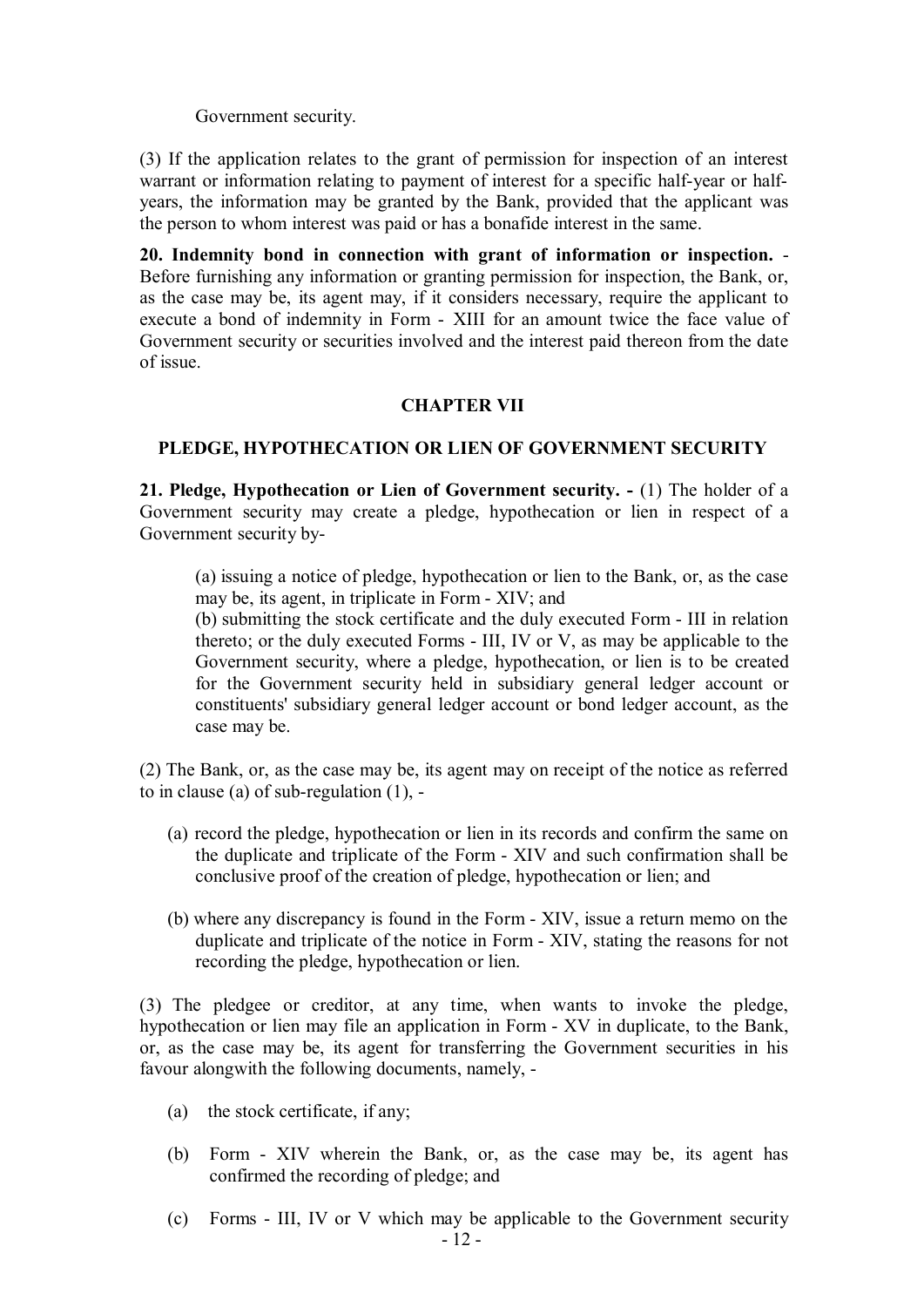Government security.

(3) If the application relates to the grant of permission for inspection of an interest warrant or information relating to payment of interest for a specific half-year or half-years, the information may be granted by the Bank, provided that the applicant was the person to whom interest was paid or has a bonafide interest in the same.

**20. Indemnity bond in connection with grant of information or inspection.** - Before furnishing any information or granting permission for inspection, the Bank, or, as the case may be, its agent may, if it considers necessary, require the applicant to execute a bond of indemnity in Form - XIII for an amount twice the face value of Government security or securities involved and the interest paid thereon from the date of issue.

## CHAPTER VII

## PLEDGE, HYPOTHECATION OR LIEN OF GOVERNMENT SECURITY

**21. Pledge, Hypothecation or Lien of Government security. -** (1) The holder of a Government security may create a pledge, hypothecation or lien in respect of a Government security by-

(a) issuing a notice of pledge, hypothecation or lien to the Bank, or, as the case may be, its agent, in triplicate in Form - XIV; and
(b) submitting the stock certificate and the duly executed Form - III in relation thereto; or the duly executed Forms - III, IV or V, as may be applicable to the Government security, where a pledge, hypothecation, or lien is to be created for the Government security held in subsidiary general ledger account or constituents' subsidiary general ledger account or bond ledger account, as the case may be.

(2) The Bank, or, as the case may be, its agent may on receipt of the notice as referred to in clause (a) of sub-regulation (1), -

(a) record the pledge, hypothecation or lien in its records and confirm the same on the duplicate and triplicate of the Form - XIV and such confirmation shall be conclusive proof of the creation of pledge, hypothecation or lien; and

(b) where any discrepancy is found in the Form - XIV, issue a return memo on the duplicate and triplicate of the notice in Form - XIV, stating the reasons for not recording the pledge, hypothecation or lien.

(3) The pledgee or creditor, at any time, when wants to invoke the pledge, hypothecation or lien may file an application in Form - XV in duplicate, to the Bank, or, as the case may be, its agent for transferring the Government securities in his favour alongwith the following documents, namely, -

(a) the stock certificate, if any;

(b) Form - XIV wherein the Bank, or, as the case may be, its agent has confirmed the recording of pledge; and

(c) Forms - III, IV or V which may be applicable to the Government security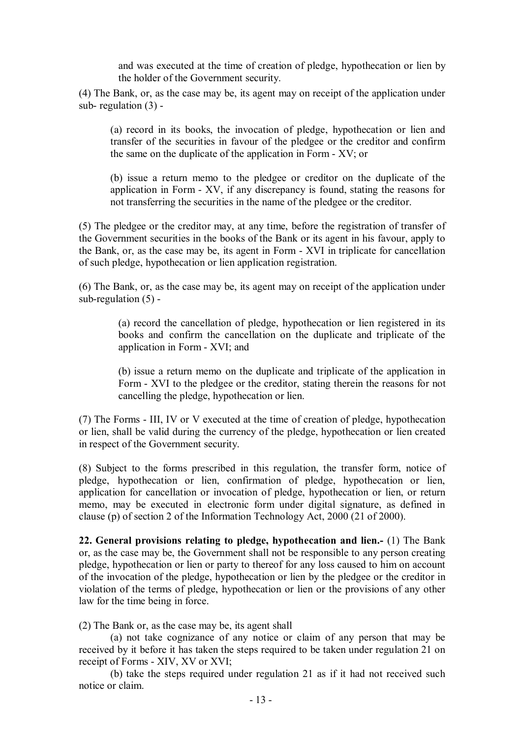and was executed at the time of creation of pledge, hypothecation or lien by the holder of the Government security.

(4) The Bank, or, as the case may be, its agent may on receipt of the application under sub- regulation (3) -

(a) record in its books, the invocation of pledge, hypothecation or lien and transfer of the securities in favour of the pledgee or the creditor and confirm the same on the duplicate of the application in Form - XV; or

(b) issue a return memo to the pledgee or creditor on the duplicate of the application in Form - XV, if any discrepancy is found, stating the reasons for not transferring the securities in the name of the pledgee or the creditor.

(5) The pledgee or the creditor may, at any time, before the registration of transfer of the Government securities in the books of the Bank or its agent in his favour, apply to the Bank, or, as the case may be, its agent in Form - XVI in triplicate for cancellation of such pledge, hypothecation or lien application registration.

(6) The Bank, or, as the case may be, its agent may on receipt of the application under sub-regulation (5) -

(a) record the cancellation of pledge, hypothecation or lien registered in its books and confirm the cancellation on the duplicate and triplicate of the application in Form - XVI; and

(b) issue a return memo on the duplicate and triplicate of the application in Form - XVI to the pledgee or the creditor, stating therein the reasons for not cancelling the pledge, hypothecation or lien.

(7) The Forms - III, IV or V executed at the time of creation of pledge, hypothecation or lien, shall be valid during the currency of the pledge, hypothecation or lien created in respect of the Government security.

(8) Subject to the forms prescribed in this regulation, the transfer form, notice of pledge, hypothecation or lien, confirmation of pledge, hypothecation or lien, application for cancellation or invocation of pledge, hypothecation or lien, or return memo, may be executed in electronic form under digital signature, as defined in clause (p) of section 2 of the Information Technology Act, 2000 (21 of 2000).

**22. General provisions relating to pledge, hypothecation and lien.-** (1) The Bank or, as the case may be, the Government shall not be responsible to any person creating pledge, hypothecation or lien or party to thereof for any loss caused to him on account of the invocation of the pledge, hypothecation or lien by the pledgee or the creditor in violation of the terms of pledge, hypothecation or lien or the provisions of any other law for the time being in force.

(2) The Bank or, as the case may be, its agent shall

(a) not take cognizance of any notice or claim of any person that may be received by it before it has taken the steps required to be taken under regulation 21 on receipt of Forms - XIV, XV or XVI;

(b) take the steps required under regulation 21 as if it had not received such notice or claim.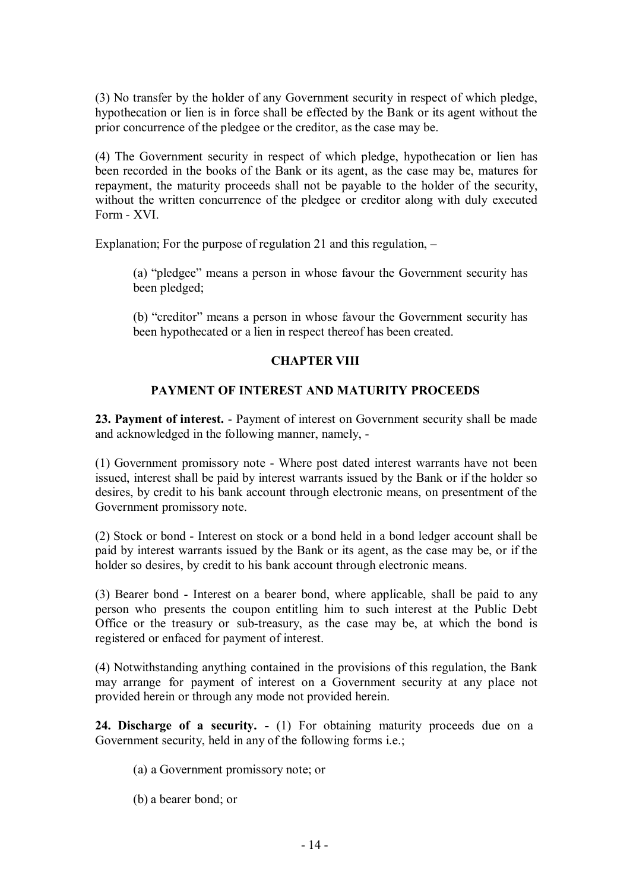(3) No transfer by the holder of any Government security in respect of which pledge, hypothecation or lien is in force shall be effected by the Bank or its agent without the prior concurrence of the pledgee or the creditor, as the case may be.

(4) The Government security in respect of which pledge, hypothecation or lien has been recorded in the books of the Bank or its agent, as the case may be, matures for repayment, the maturity proceeds shall not be payable to the holder of the security, without the written concurrence of the pledgee or creditor along with duly executed Form - XVI.

Explanation; For the purpose of regulation 21 and this regulation, –

> (a) "pledgee" means a person in whose favour the Government security has been pledged;
>
> (b) "creditor" means a person in whose favour the Government security has been hypothecated or a lien in respect thereof has been created.

## CHAPTER VIII

## PAYMENT OF INTEREST AND MATURITY PROCEEDS

**23. Payment of interest.** - Payment of interest on Government security shall be made and acknowledged in the following manner, namely, -

(1) Government promissory note - Where post dated interest warrants have not been issued, interest shall be paid by interest warrants issued by the Bank or if the holder so desires, by credit to his bank account through electronic means, on presentment of the Government promissory note.

(2) Stock or bond - Interest on stock or a bond held in a bond ledger account shall be paid by interest warrants issued by the Bank or its agent, as the case may be, or if the holder so desires, by credit to his bank account through electronic means.

(3) Bearer bond - Interest on a bearer bond, where applicable, shall be paid to any person who presents the coupon entitling him to such interest at the Public Debt Office or the treasury or sub-treasury, as the case may be, at which the bond is registered or enfaced for payment of interest.

(4) Notwithstanding anything contained in the provisions of this regulation, the Bank may arrange for payment of interest on a Government security at any place not provided herein or through any mode not provided herein.

**24. Discharge of a security. -** (1) For obtaining maturity proceeds due on a Government security, held in any of the following forms i.e.;

> (a) a Government promissory note; or
>
> (b) a bearer bond; or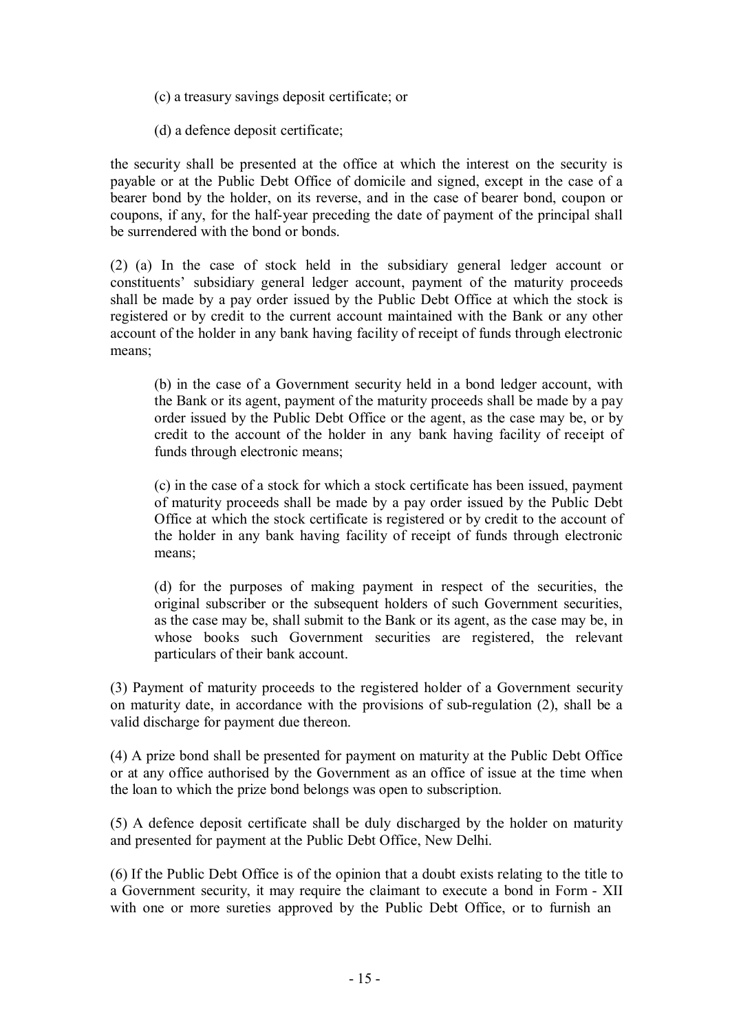(c) a treasury savings deposit certificate; or

(d) a defence deposit certificate;

the security shall be presented at the office at which the interest on the security is payable or at the Public Debt Office of domicile and signed, except in the case of a bearer bond by the holder, on its reverse, and in the case of bearer bond, coupon or coupons, if any, for the half-year preceding the date of payment of the principal shall be surrendered with the bond or bonds.

(2) (a) In the case of stock held in the subsidiary general ledger account or constituents' subsidiary general ledger account, payment of the maturity proceeds shall be made by a pay order issued by the Public Debt Office at which the stock is registered or by credit to the current account maintained with the Bank or any other account of the holder in any bank having facility of receipt of funds through electronic means;

(b) in the case of a Government security held in a bond ledger account, with the Bank or its agent, payment of the maturity proceeds shall be made by a pay order issued by the Public Debt Office or the agent, as the case may be, or by credit to the account of the holder in any bank having facility of receipt of funds through electronic means;

(c) in the case of a stock for which a stock certificate has been issued, payment of maturity proceeds shall be made by a pay order issued by the Public Debt Office at which the stock certificate is registered or by credit to the account of the holder in any bank having facility of receipt of funds through electronic means;

(d) for the purposes of making payment in respect of the securities, the original subscriber or the subsequent holders of such Government securities, as the case may be, shall submit to the Bank or its agent, as the case may be, in whose books such Government securities are registered, the relevant particulars of their bank account.

(3) Payment of maturity proceeds to the registered holder of a Government security on maturity date, in accordance with the provisions of sub-regulation (2), shall be a valid discharge for payment due thereon.

(4) A prize bond shall be presented for payment on maturity at the Public Debt Office or at any office authorised by the Government as an office of issue at the time when the loan to which the prize bond belongs was open to subscription.

(5) A defence deposit certificate shall be duly discharged by the holder on maturity and presented for payment at the Public Debt Office, New Delhi.

(6) If the Public Debt Office is of the opinion that a doubt exists relating to the title to a Government security, it may require the claimant to execute a bond in Form - XII with one or more sureties approved by the Public Debt Office, or to furnish an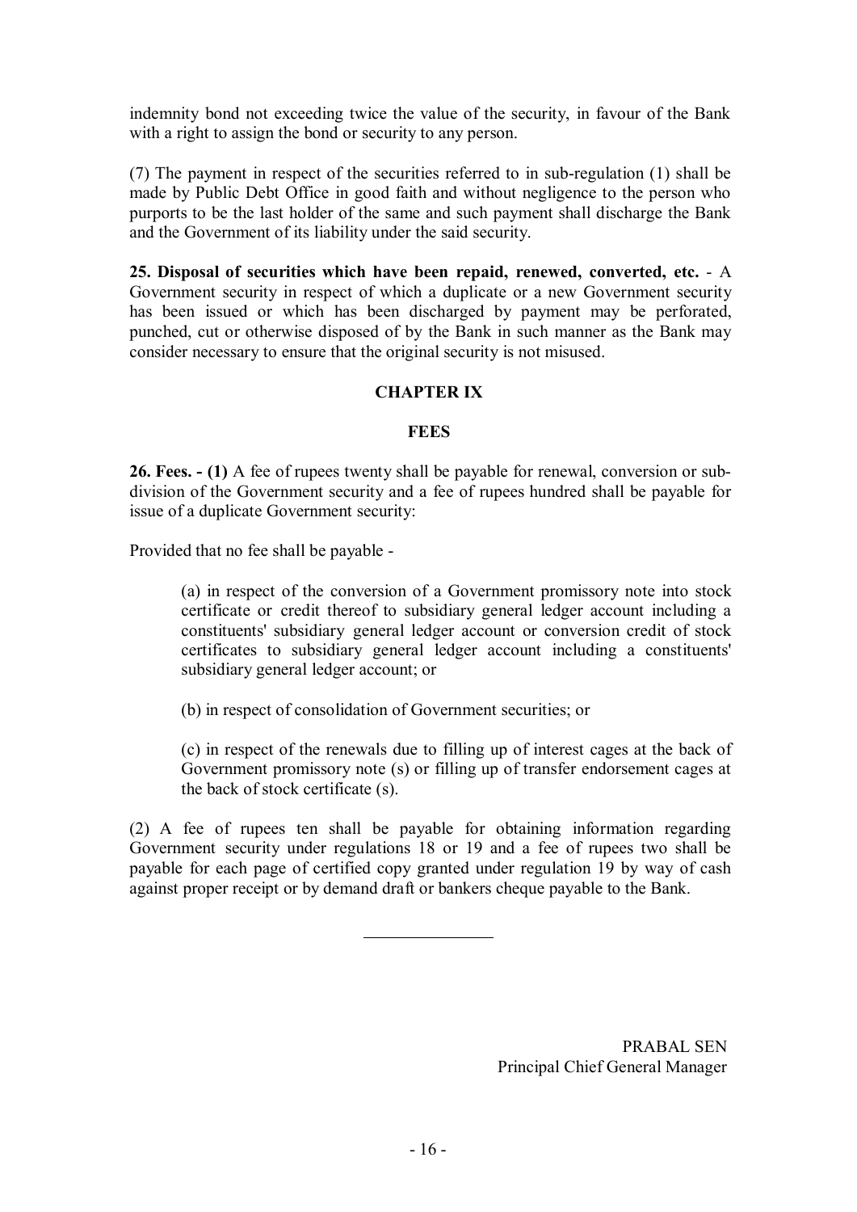indemnity bond not exceeding twice the value of the security, in favour of the Bank with a right to assign the bond or security to any person.

(7) The payment in respect of the securities referred to in sub-regulation (1) shall be made by Public Debt Office in good faith and without negligence to the person who purports to be the last holder of the same and such payment shall discharge the Bank and the Government of its liability under the said security.

**25. Disposal of securities which have been repaid, renewed, converted, etc.** - A Government security in respect of which a duplicate or a new Government security has been issued or which has been discharged by payment may be perforated, punched, cut or otherwise disposed of by the Bank in such manner as the Bank may consider necessary to ensure that the original security is not misused.

## CHAPTER IX

## FEES

**26. Fees. - (1)** A fee of rupees twenty shall be payable for renewal, conversion or sub-division of the Government security and a fee of rupees hundred shall be payable for issue of a duplicate Government security:

Provided that no fee shall be payable -

(a) in respect of the conversion of a Government promissory note into stock certificate or credit thereof to subsidiary general ledger account including a constituents' subsidiary general ledger account or conversion credit of stock certificates to subsidiary general ledger account including a constituents' subsidiary general ledger account; or

(b) in respect of consolidation of Government securities; or

(c) in respect of the renewals due to filling up of interest cages at the back of Government promissory note (s) or filling up of transfer endorsement cages at the back of stock certificate (s).

(2) A fee of rupees ten shall be payable for obtaining information regarding Government security under regulations 18 or 19 and a fee of rupees two shall be payable for each page of certified copy granted under regulation 19 by way of cash against proper receipt or by demand draft or bankers cheque payable to the Bank.

---

PRABAL SEN
Principal Chief General Manager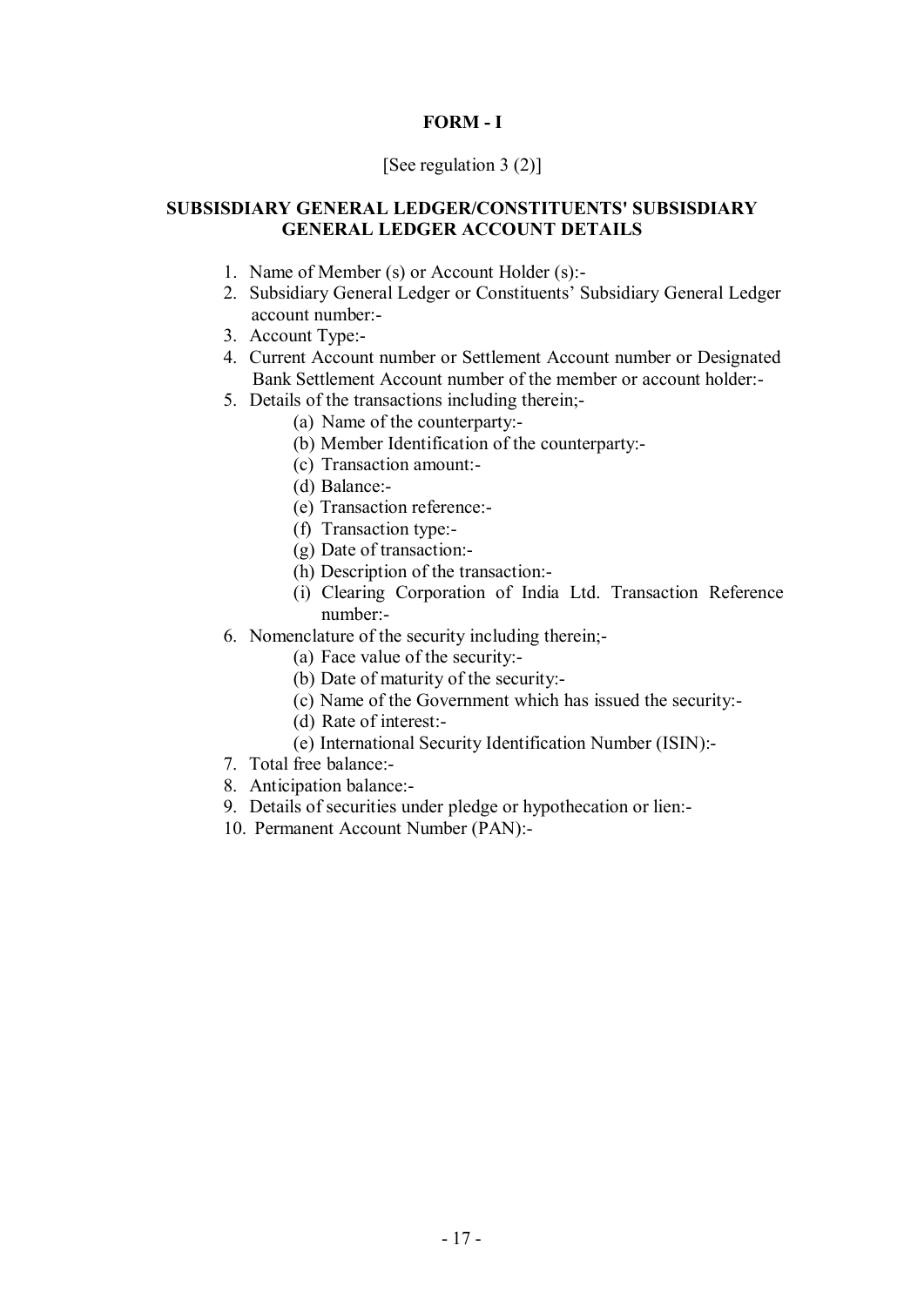**FORM - I**

[See regulation 3 (2)]

**SUBSISDIARY GENERAL LEDGER/CONSTITUENTS' SUBSISDIARY GENERAL LEDGER ACCOUNT DETAILS**

1. Name of Member (s) or Account Holder (s):-
2. Subsidiary General Ledger or Constituents' Subsidiary General Ledger account number:-
3. Account Type:-
4. Current Account number or Settlement Account number or Designated Bank Settlement Account number of the member or account holder:-
5. Details of the transactions including therein;-
   - (a) Name of the counterparty:-
   - (b) Member Identification of the counterparty:-
   - (c) Transaction amount:-
   - (d) Balance:-
   - (e) Transaction reference:-
   - (f) Transaction type:-
   - (g) Date of transaction:-
   - (h) Description of the transaction:-
   - (i) Clearing Corporation of India Ltd. Transaction Reference number:-
6. Nomenclature of the security including therein;-
   - (a) Face value of the security:-
   - (b) Date of maturity of the security:-
   - (c) Name of the Government which has issued the security:-
   - (d) Rate of interest:-
   - (e) International Security Identification Number (ISIN):-
7. Total free balance:-
8. Anticipation balance:-
9. Details of securities under pledge or hypothecation or lien:-
10. Permanent Account Number (PAN):-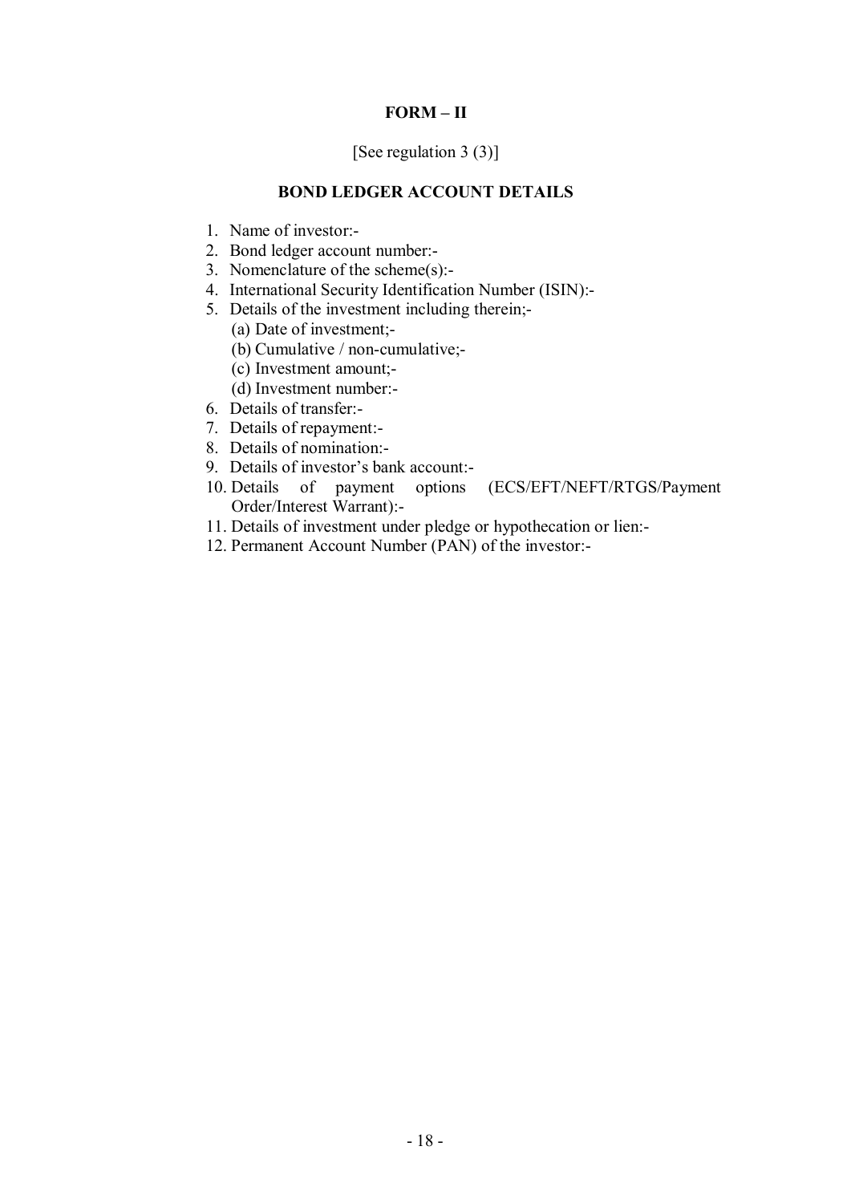**FORM – II**

[See regulation 3 (3)]

**BOND LEDGER ACCOUNT DETAILS**

1. Name of investor:-
2. Bond ledger account number:-
3. Nomenclature of the scheme(s):-
4. International Security Identification Number (ISIN):-
5. Details of the investment including therein;-
   (a) Date of investment;-
   (b) Cumulative / non-cumulative;-
   (c) Investment amount;-
   (d) Investment number:-
6. Details of transfer:-
7. Details of repayment:-
8. Details of nomination:-
9. Details of investor's bank account:-
10. Details of payment options (ECS/EFT/NEFT/RTGS/Payment Order/Interest Warrant):-
11. Details of investment under pledge or hypothecation or lien:-
12. Permanent Account Number (PAN) of the investor:-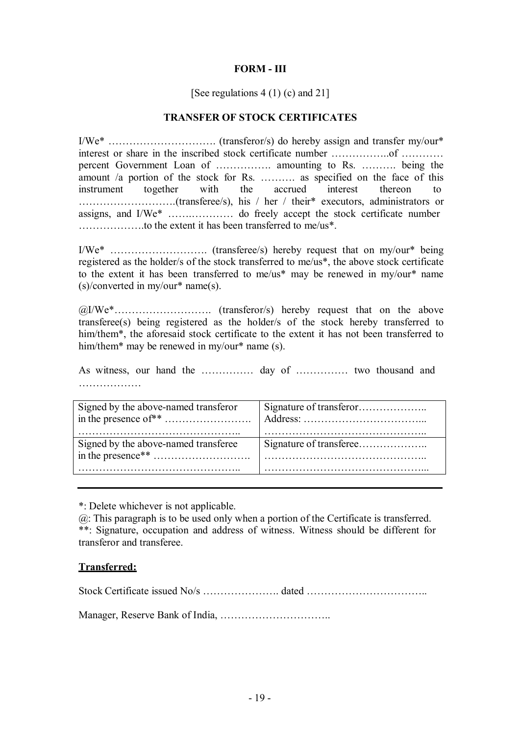**FORM - III**

[See regulations 4 (1) (c) and 21]

**TRANSFER OF STOCK CERTIFICATES**

I/We* …………………………. (transferor/s) do hereby assign and transfer my/our* interest or share in the inscribed stock certificate number ……………..of ………… percent Government Loan of ……………. amounting to Rs. ………. being the amount /a portion of the stock for Rs. ………. as specified on the face of this instrument together with the accrued interest thereon to ……………………….(transferee/s), his / her / their* executors, administrators or assigns, and I/We* ……..………… do freely accept the stock certificate number ……………….to the extent it has been transferred to me/us*.

I/We* ………………………. (transferee/s) hereby request that on my/our* being registered as the holder/s of the stock transferred to me/us*, the above stock certificate to the extent it has been transferred to me/us* may be renewed in my/our* name (s)/converted in my/our* name(s).

@I/We*………………………. (transferor/s) hereby request that on the above transferee(s) being registered as the holder/s of the stock hereby transferred to him/them*, the aforesaid stock certificate to the extent it has not been transferred to him/them* may be renewed in my/our* name (s).

As witness, our hand the …………… day of …………… two thousand and ………………

| | |
|---|---|
| Signed by the above-named transferor in the presence of** ……………………. ……………………………………….. | Signature of transferor……………….. Address: ……………………………... ……………………………………….. |
| Signed by the above-named transferee in the presence** ………………………. ……………………………………….. | Signature of transferee……………….. ……………………………………….. ………………………………………... |

*: Delete whichever is not applicable.

@: This paragraph is to be used only when a portion of the Certificate is transferred.

**: Signature, occupation and address of witness. Witness should be different for transferor and transferee.

**<u>Transferred:</u>**

Stock Certificate issued No/s …………………. dated ……………………………..

Manager, Reserve Bank of India, …………………………..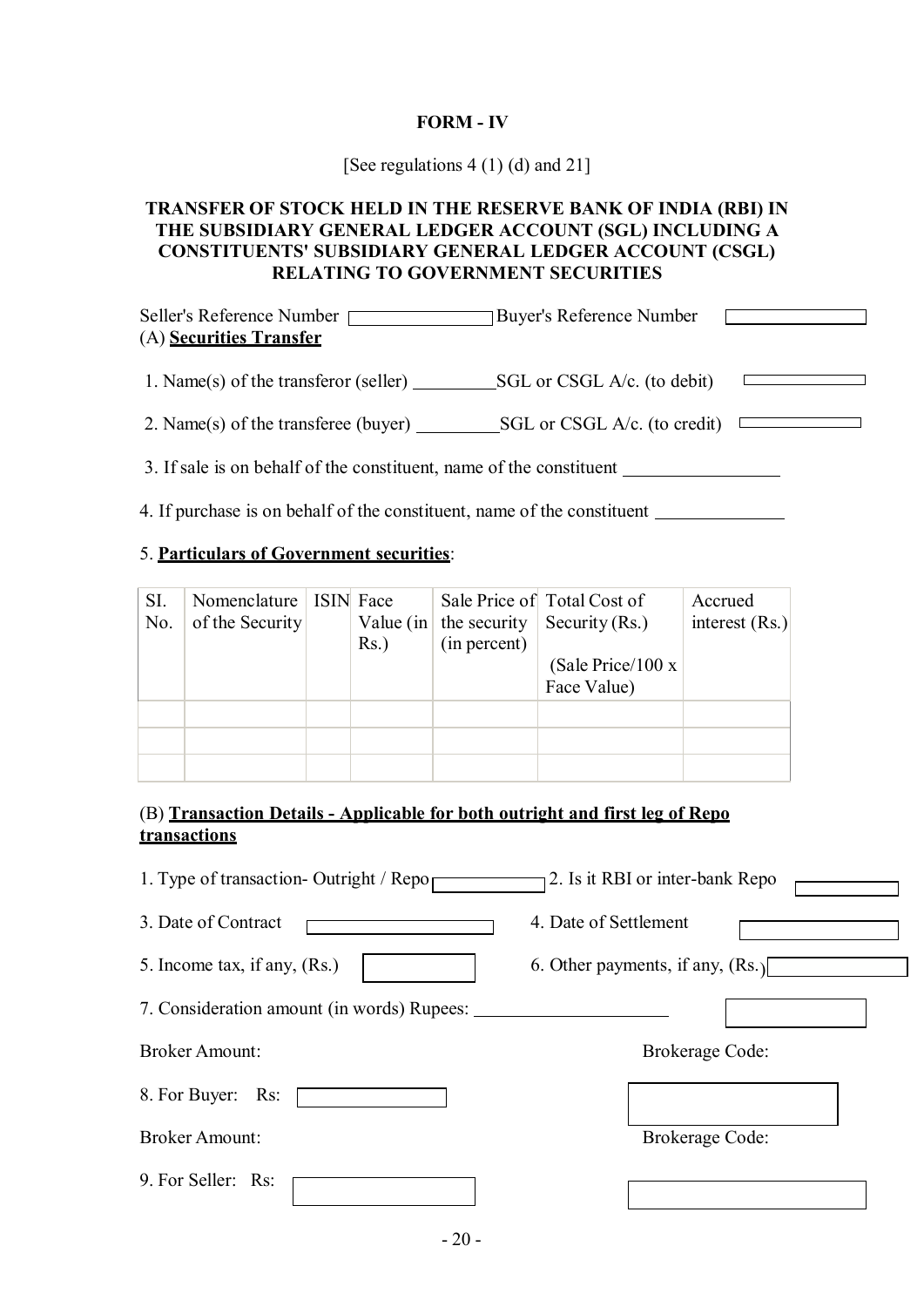**FORM - IV**

[See regulations 4 (1) (d) and 21]

**TRANSFER OF STOCK HELD IN THE RESERVE BANK OF INDIA (RBI) IN THE SUBSIDIARY GENERAL LEDGER ACCOUNT (SGL) INCLUDING A CONSTITUENTS' SUBSIDIARY GENERAL LEDGER ACCOUNT (CSGL) RELATING TO GOVERNMENT SECURITIES**

Seller's Reference Number ________ Buyer's Reference Number ________

(A) **Securities Transfer**

1. Name(s) of the transferor (seller) _________ SGL or CSGL A/c. (to debit) ________

2. Name(s) of the transferee (buyer) _________ SGL or CSGL A/c. (to credit) ________

3. If sale is on behalf of the constituent, name of the constituent ________________

4. If purchase is on behalf of the constituent, name of the constituent ______________

5. **Particulars of Government securities**:

| SI. No. | Nomenclature of the Security | ISIN | Face Value (in Rs.) | Sale Price of the security (in percent) | Total Cost of Security (Rs.) (Sale Price/100 x Face Value) | Accrued interest (Rs.) |
|---|---|---|---|---|---|---|
| | | | | | | |
| | | | | | | |
| | | | | | | |

(B) **Transaction Details - Applicable for both outright and first leg of Repo transactions**

1. Type of transaction- Outright / Repo ________ 2. Is it RBI or inter-bank Repo ________

3. Date of Contract ________ 4. Date of Settlement ________

5. Income tax, if any, (Rs.) ________ 6. Other payments, if any, (Rs.) ________

7. Consideration amount (in words) Rupees: ____________________ ________

Broker Amount: Brokerage Code:

8. For Buyer: Rs: ________ ________

Broker Amount: Brokerage Code:

9. For Seller: Rs: ________ ________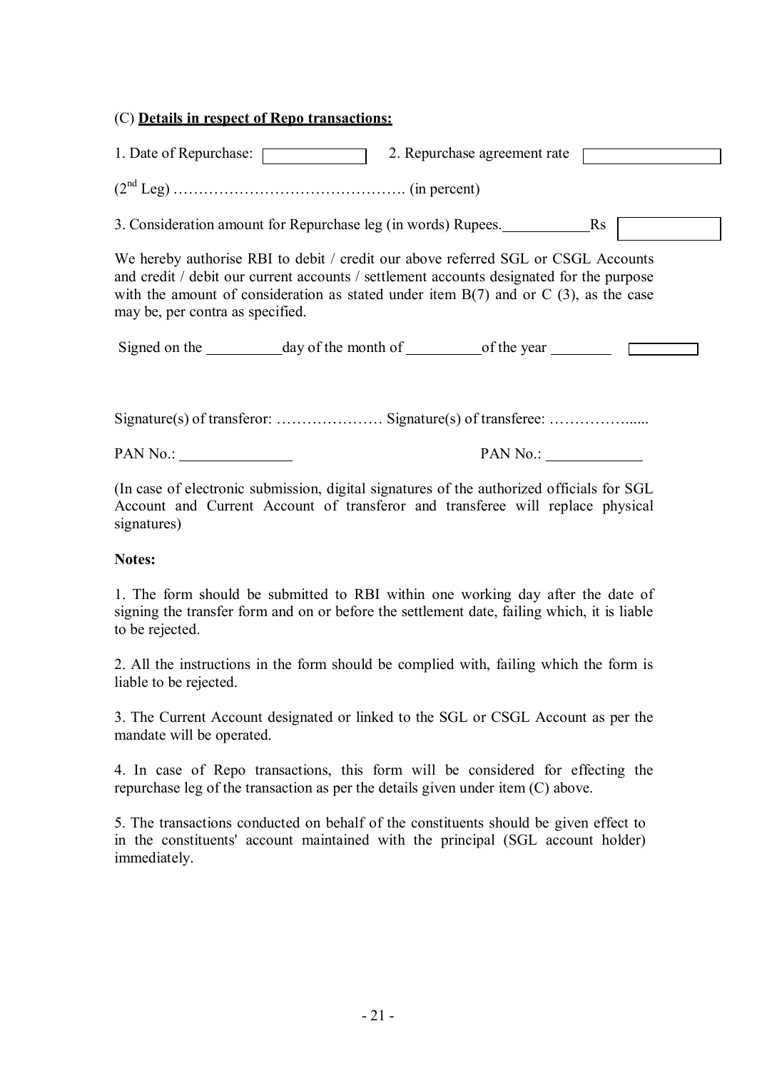(C) **<u>Details in respect of Repo transactions:</u>**

1. Date of Repurchase: [ ] 2. Repurchase agreement rate [ ]

($2^{nd}$ Leg) ………………………………………. (in percent)

3. Consideration amount for Repurchase leg (in words) Rupees.\_\_\_\_\_\_\_\_\_\_\_\_Rs [ ]

We hereby authorise RBI to debit / credit our above referred SGL or CSGL Accounts and credit / debit our current accounts / settlement accounts designated for the purpose with the amount of consideration as stated under item B(7) and or C (3), as the case may be, per contra as specified.

Signed on the \_\_\_\_\_\_\_\_\_\_day of the month of \_\_\_\_\_\_\_\_\_\_of the year \_\_\_\_\_\_\_\_ [ ]

Signature(s) of transferor: ………………… Signature(s) of transferee: ……………......

PAN No.: \_\_\_\_\_\_\_\_\_\_\_\_\_\_\_ PAN No.: \_\_\_\_\_\_\_\_\_\_\_\_\_

(In case of electronic submission, digital signatures of the authorized officials for SGL Account and Current Account of transferor and transferee will replace physical signatures)

**Notes:**

1. The form should be submitted to RBI within one working day after the date of signing the transfer form and on or before the settlement date, failing which, it is liable to be rejected.

2. All the instructions in the form should be complied with, failing which the form is liable to be rejected.

3. The Current Account designated or linked to the SGL or CSGL Account as per the mandate will be operated.

4. In case of Repo transactions, this form will be considered for effecting the repurchase leg of the transaction as per the details given under item (C) above.

5. The transactions conducted on behalf of the constituents should be given effect to in the constituents' account maintained with the principal (SGL account holder) immediately.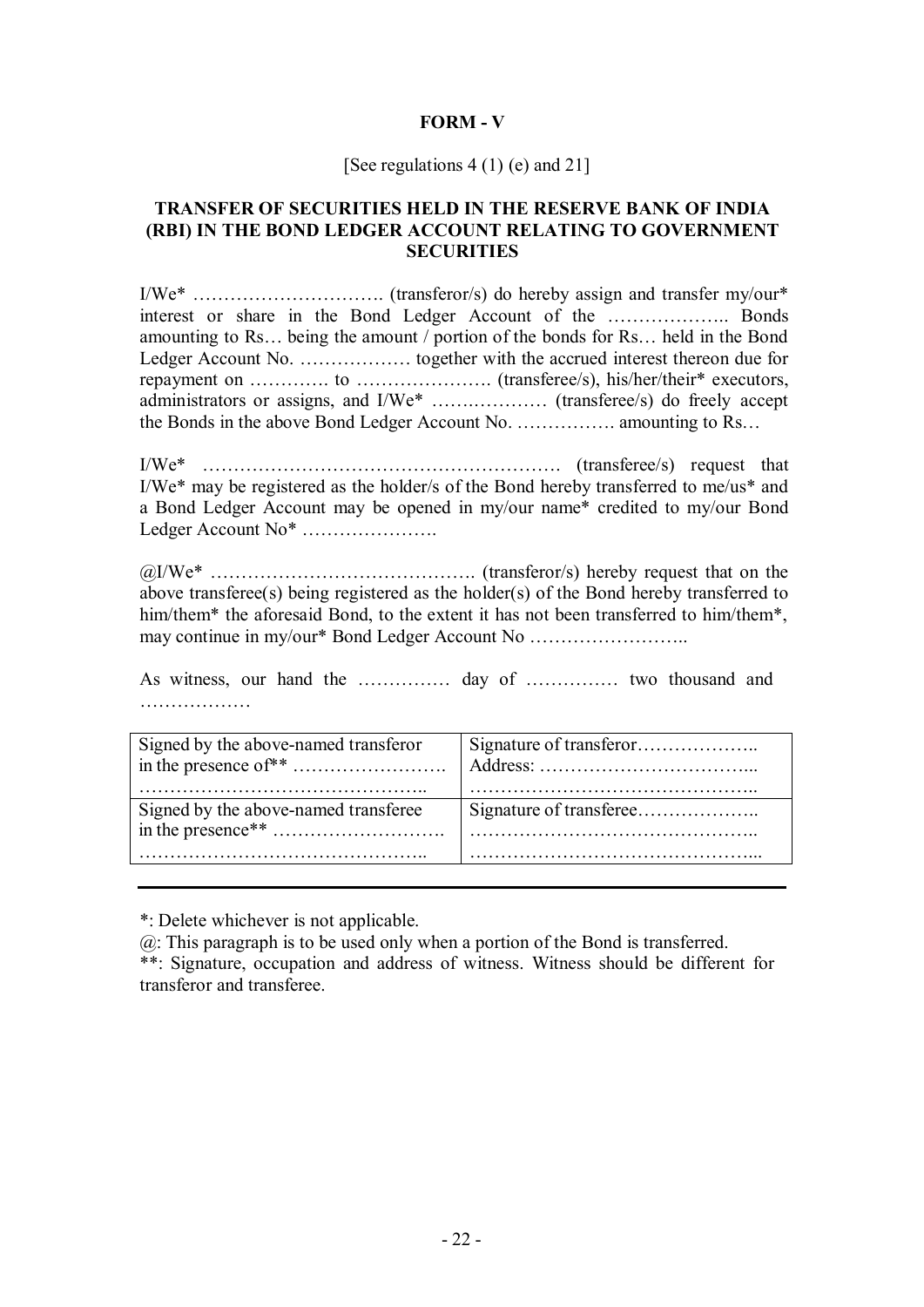**FORM - V**

[See regulations 4 (1) (e) and 21]

**TRANSFER OF SECURITIES HELD IN THE RESERVE BANK OF INDIA (RBI) IN THE BOND LEDGER ACCOUNT RELATING TO GOVERNMENT SECURITIES**

I/We* …………………………. (transferor/s) do hereby assign and transfer my/our* interest or share in the Bond Ledger Account of the ……………….. Bonds amounting to Rs… being the amount / portion of the bonds for Rs… held in the Bond Ledger Account No. ……………… together with the accrued interest thereon due for repayment on …………. to …………………. (transferee/s), his/her/their* executors, administrators or assigns, and I/We* ……………… (transferee/s) do freely accept the Bonds in the above Bond Ledger Account No. ……………. amounting to Rs…

I/We* …………………………………………………. (transferee/s) request that I/We* may be registered as the holder/s of the Bond hereby transferred to me/us* and a Bond Ledger Account may be opened in my/our name* credited to my/our Bond Ledger Account No* ………………….

@I/We* ……………………………………. (transferor/s) hereby request that on the above transferee(s) being registered as the holder(s) of the Bond hereby transferred to him/them* the aforesaid Bond, to the extent it has not been transferred to him/them*, may continue in my/our* Bond Ledger Account No ……………………..

As witness, our hand the …………… day of …………… two thousand and ………………

| | |
|---|---|
| Signed by the above-named transferor in the presence of** ……………………. ……………………………………….. | Signature of transferor……………….. Address: ……………………………... ……………………………………….. |
| Signed by the above-named transferee in the presence** ………………………. ……………………………………….. | Signature of transferee……………….. ……………………………………….. ………………………………………... |

---

*: Delete whichever is not applicable.

@: This paragraph is to be used only when a portion of the Bond is transferred.

**: Signature, occupation and address of witness. Witness should be different for transferor and transferee.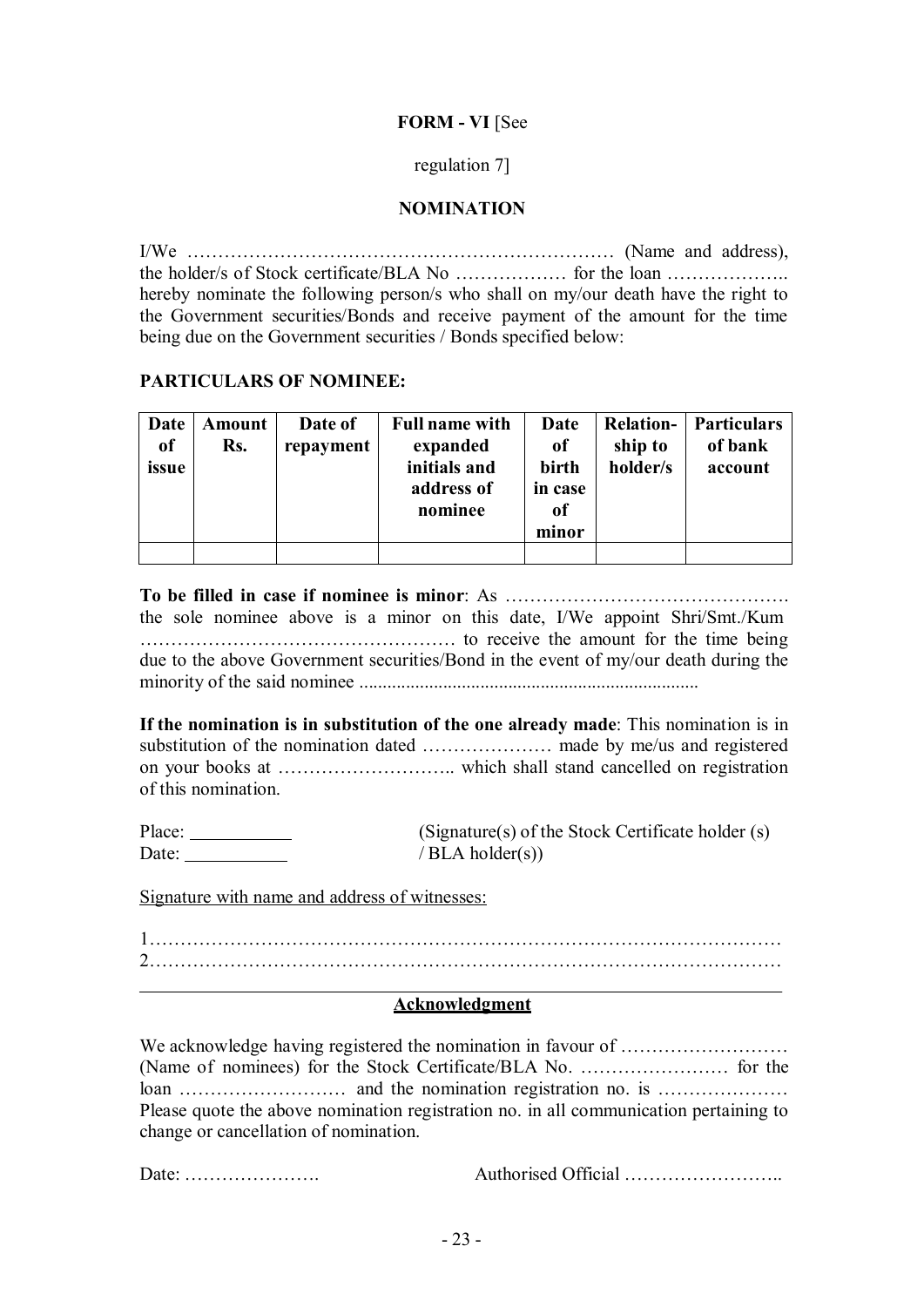**FORM - VI** [See

regulation 7]

**NOMINATION**

I/We …………………………………………………………… (Name and address), the holder/s of Stock certificate/BLA No ……………… for the loan ……………….. hereby nominate the following person/s who shall on my/our death have the right to the Government securities/Bonds and receive payment of the amount for the time being due on the Government securities / Bonds specified below:

**PARTICULARS OF NOMINEE:**

| Date of issue | Amount Rs. | Date of repayment | Full name with expanded initials and address of nominee | Date of birth in case of minor | Relation-ship to holder/s | Particulars of bank account |
|---|---|---|---|---|---|---|
| | | | | | | |

**To be filled in case if nominee is minor**: As ………………………………………. the sole nominee above is a minor on this date, I/We appoint Shri/Smt./Kum …………………………………………… to receive the amount for the time being due to the above Government securities/Bond in the event of my/our death during the minority of the said nominee ........................................................................

**If the nomination is in substitution of the one already made**: This nomination is in substitution of the nomination dated ………………… made by me/us and registered on your books at ……………………….. which shall stand cancelled on registration of this nomination.

Place: ___________ (Signature(s) of the Stock Certificate holder (s)
Date: ___________ / BLA holder(s))

Signature with name and address of witnesses:

1………………………………………………………………………………………
2………………………………………………………………………………………

---

**Acknowledgment**

We acknowledge having registered the nomination in favour of ……………………… (Name of nominees) for the Stock Certificate/BLA No. …………………… for the loan ……………………… and the nomination registration no. is ………………… Please quote the above nomination registration no. in all communication pertaining to change or cancellation of nomination.

Date: …………………. Authorised Official ……………………..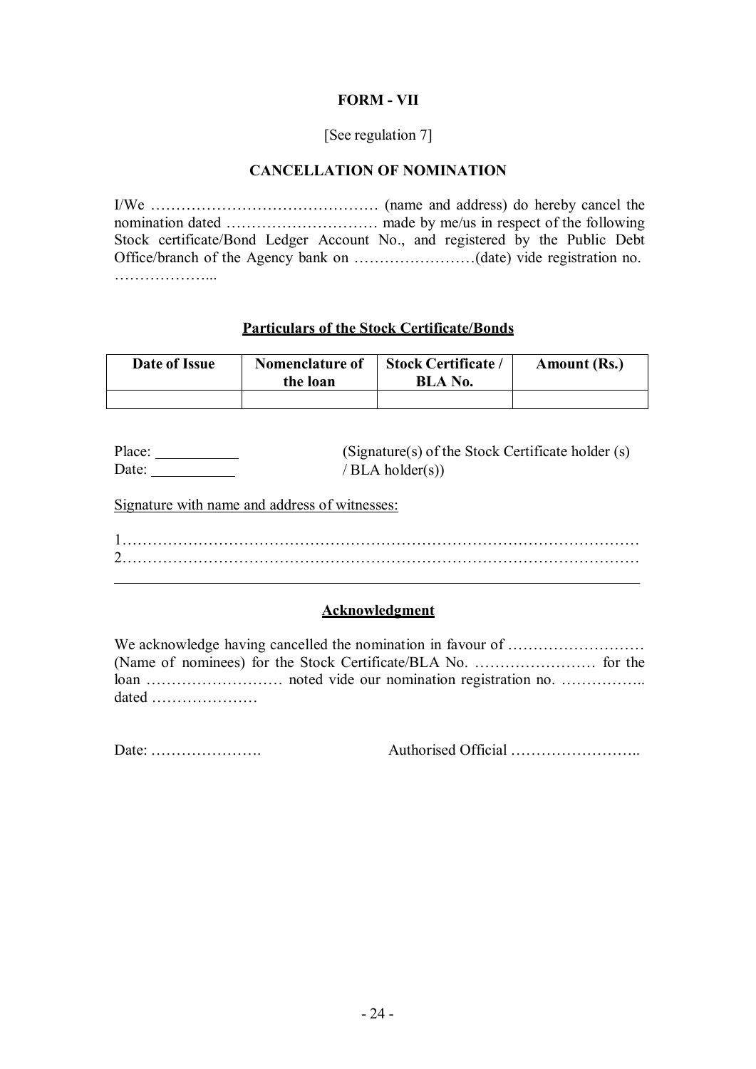**FORM - VII**

[See regulation 7]

**CANCELLATION OF NOMINATION**

I/We ……………………………………… (name and address) do hereby cancel the nomination dated ………………………… made by me/us in respect of the following Stock certificate/Bond Ledger Account No., and registered by the Public Debt Office/branch of the Agency bank on ……………………(date) vide registration no. ………………...

**Particulars of the Stock Certificate/Bonds**

| Date of Issue | Nomenclature of the loan | Stock Certificate / BLA No. | Amount (Rs.) |
|---|---|---|---|
| | | | |

Place: \_\_\_\_\_\_\_\_\_\_\_
Date: \_\_\_\_\_\_\_\_\_\_\_

(Signature(s) of the Stock Certificate holder (s) / BLA holder(s))

Signature with name and address of witnesses:

1……………………………………………………………………………………
2……………………………………………………………………………………

---

**Acknowledgment**

We acknowledge having cancelled the nomination in favour of ……………………… (Name of nominees) for the Stock Certificate/BLA No. …………………… for the loan ……………………… noted vide our nomination registration no. …………….. dated …………………

Date: ………………….          Authorised Official ……………………..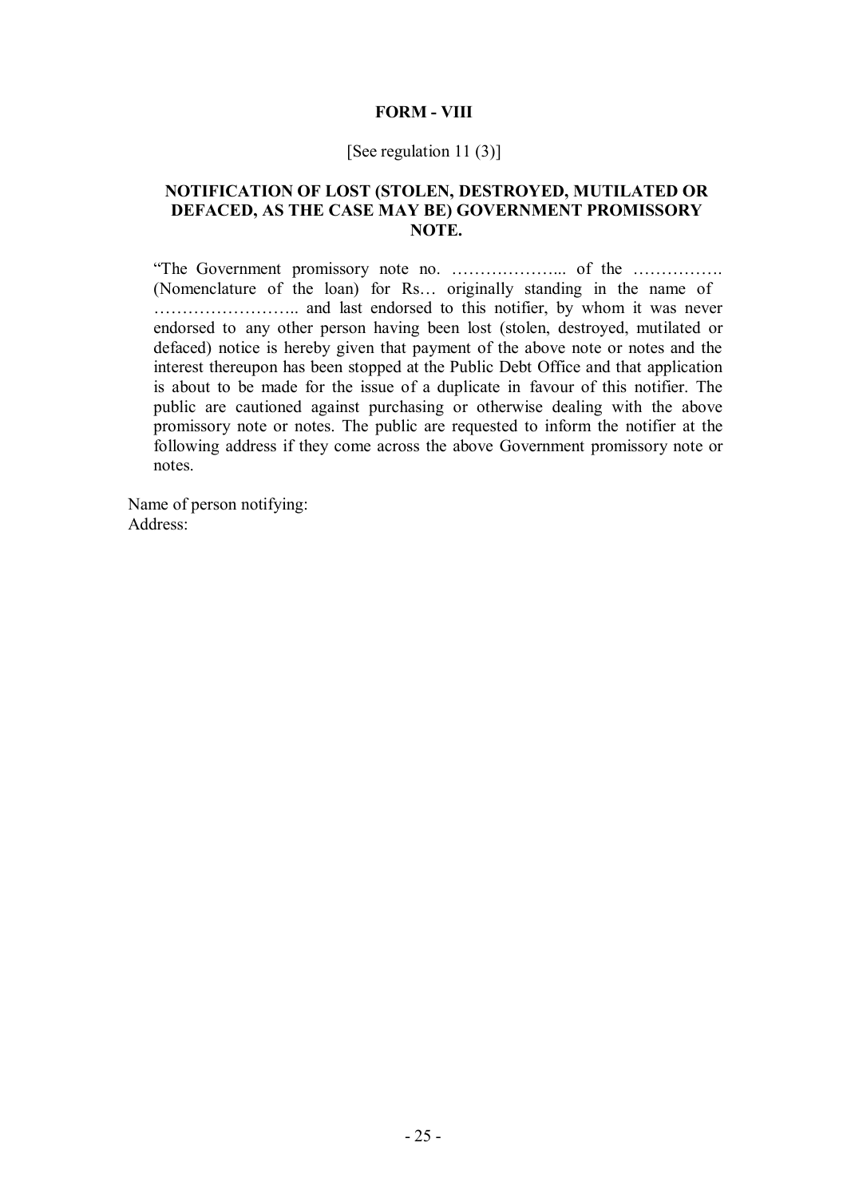**FORM - VIII**

[See regulation 11 (3)]

**NOTIFICATION OF LOST (STOLEN, DESTROYED, MUTILATED OR DEFACED, AS THE CASE MAY BE) GOVERNMENT PROMISSORY NOTE.**

"The Government promissory note no. ………………... of the ……………. (Nomenclature of the loan) for Rs… originally standing in the name of …………………….. and last endorsed to this notifier, by whom it was never endorsed to any other person having been lost (stolen, destroyed, mutilated or defaced) notice is hereby given that payment of the above note or notes and the interest thereupon has been stopped at the Public Debt Office and that application is about to be made for the issue of a duplicate in favour of this notifier. The public are cautioned against purchasing or otherwise dealing with the above promissory note or notes. The public are requested to inform the notifier at the following address if they come across the above Government promissory note or notes.

Name of person notifying:
Address: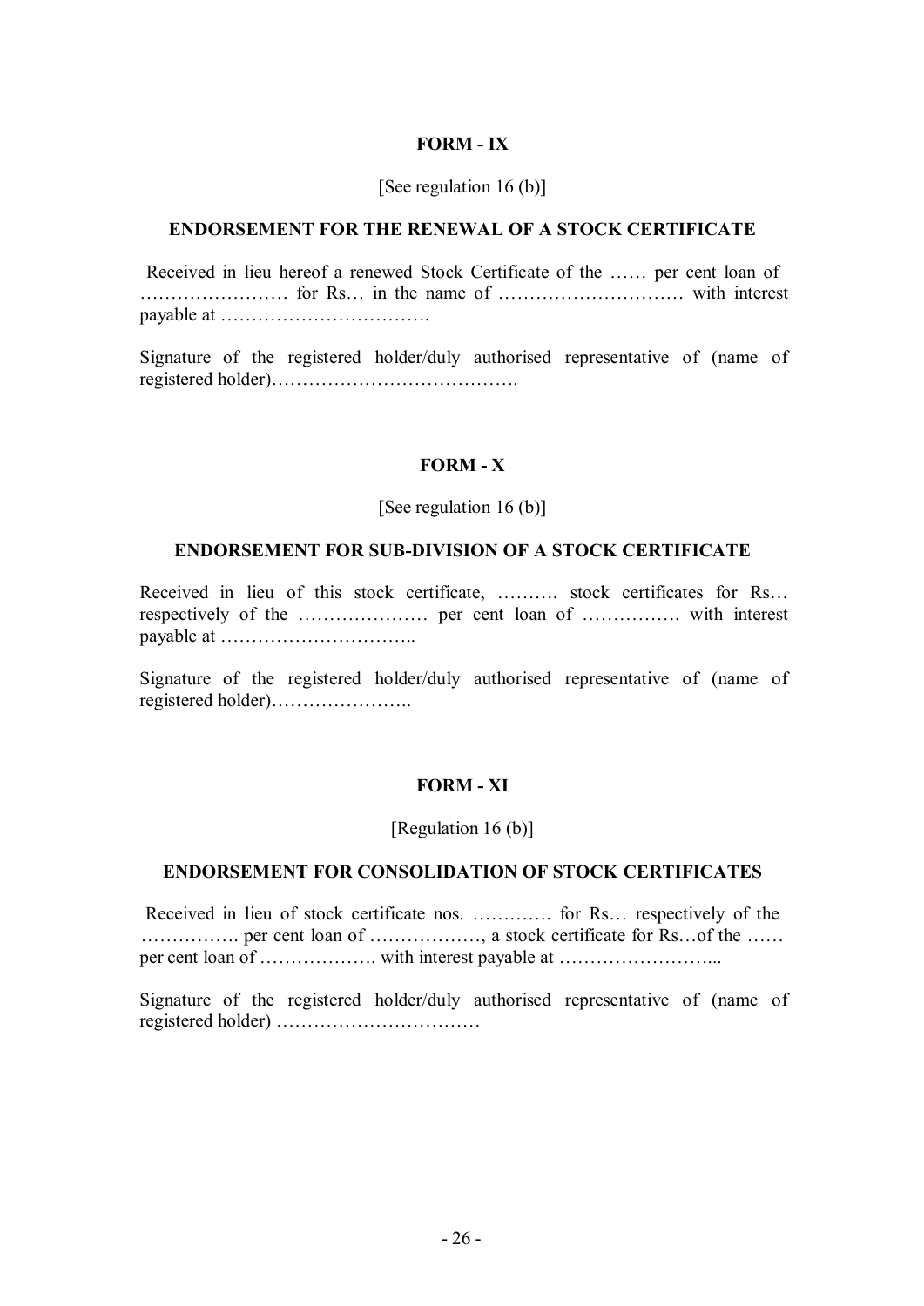**FORM - IX**

[See regulation 16 (b)]

**ENDORSEMENT FOR THE RENEWAL OF A STOCK CERTIFICATE**

Received in lieu hereof a renewed Stock Certificate of the …… per cent loan of …………………… for Rs… in the name of ………………………… with interest payable at …………………………….

Signature of the registered holder/duly authorised representative of (name of registered holder)………………………………….

**FORM - X**

[See regulation 16 (b)]

**ENDORSEMENT FOR SUB-DIVISION OF A STOCK CERTIFICATE**

Received in lieu of this stock certificate, ………. stock certificates for Rs… respectively of the ………………… per cent loan of ……………. with interest payable at …………………………..

Signature of the registered holder/duly authorised representative of (name of registered holder)…………………..

**FORM - XI**

[Regulation 16 (b)]

**ENDORSEMENT FOR CONSOLIDATION OF STOCK CERTIFICATES**

Received in lieu of stock certificate nos. …………. for Rs… respectively of the ……………. per cent loan of ………………, a stock certificate for Rs…of the …… per cent loan of ………………. with interest payable at ……………………...

Signature of the registered holder/duly authorised representative of (name of registered holder) ……………………………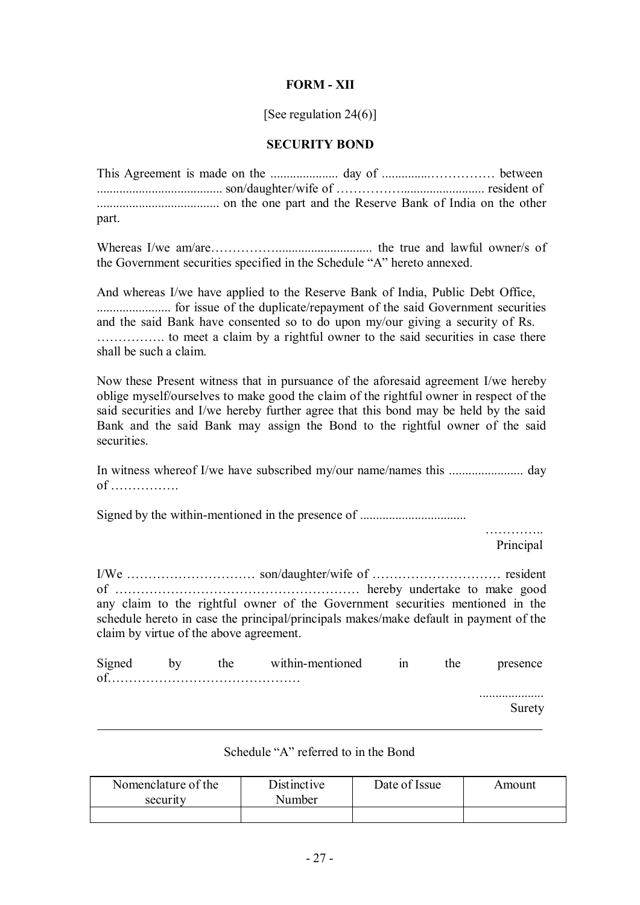**FORM - XII**

[See regulation 24(6)]

**SECURITY BOND**

This Agreement is made on the ..................... day of ..............…………… between ....................................... son/daughter/wife of ……………......................... resident of ...................................... on the one part and the Reserve Bank of India on the other part.

Whereas I/we am/are…………….............................. the true and lawful owner/s of the Government securities specified in the Schedule "A" hereto annexed.

And whereas I/we have applied to the Reserve Bank of India, Public Debt Office, ....................... for issue of the duplicate/repayment of the said Government securities and the said Bank have consented so to do upon my/our giving a security of Rs. ……………. to meet a claim by a rightful owner to the said securities in case there shall be such a claim.

Now these Present witness that in pursuance of the aforesaid agreement I/we hereby oblige myself/ourselves to make good the claim of the rightful owner in respect of the said securities and I/we hereby further agree that this bond may be held by the said Bank and the said Bank may assign the Bond to the rightful owner of the said securities.

In witness whereof I/we have subscribed my/our name/names this ....................... day of …………….

Signed by the within-mentioned in the presence of .................................

…………..
Principal

I/We ………………………… son/daughter/wife of ………………………… resident of ………………………………………………… hereby undertake to make good any claim to the rightful owner of the Government securities mentioned in the schedule hereto in case the principal/principals makes/make default in payment of the claim by virtue of the above agreement.

Signed by the within-mentioned in the presence of………………………………………

....................
Surety

---

Schedule "A" referred to in the Bond

| Nomenclature of the security | Distinctive Number | Date of Issue | Amount |
|---|---|---|---|
| | | | |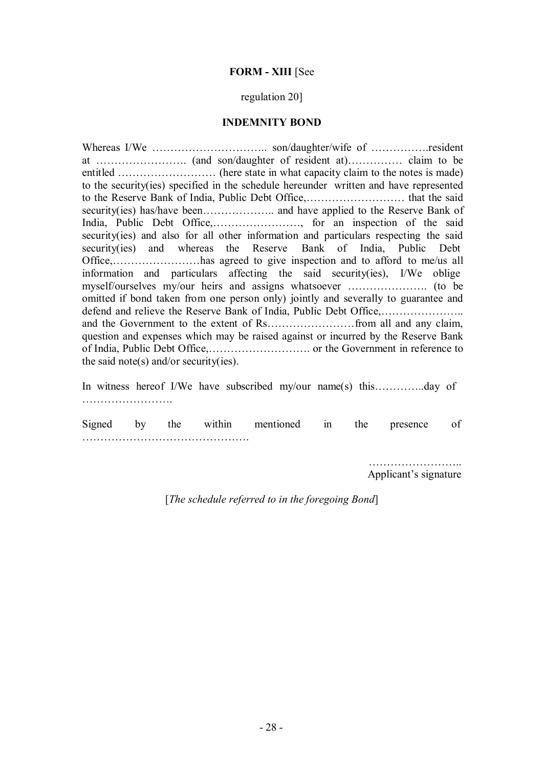**FORM - XIII** [See

regulation 20]

**INDEMNITY BOND**

Whereas I/We ………………………….. son/daughter/wife of …………….resident at ……………………. (and son/daughter of resident at)…………… claim to be entitled ……………………… (here state in what capacity claim to the notes is made) to the security(ies) specified in the schedule hereunder written and have represented to the Reserve Bank of India, Public Debt Office,……………………… that the said security(ies) has/have been……………….. and have applied to the Reserve Bank of India, Public Debt Office,……………………, for an inspection of the said security(ies) and also for all other information and particulars respecting the said security(ies) and whereas the Reserve Bank of India, Public Debt Office,……………………has agreed to give inspection and to afford to me/us all information and particulars affecting the said security(ies), I/We oblige myself/ourselves my/our heirs and assigns whatsoever …………………. (to be omitted if bond taken from one person only) jointly and severally to guarantee and defend and relieve the Reserve Bank of India, Public Debt Office,………………….. and the Government to the extent of Rs……………………from all and any claim, question and expenses which may be raised against or incurred by the Reserve Bank of India, Public Debt Office,………………………. or the Government in reference to the said note(s) and/or security(ies).

In witness hereof I/We have subscribed my/our name(s) this…………..day of …………………….

Signed by the within mentioned in the presence of ……………………………………….

……………………..
Applicant's signature

[*The schedule referred to in the foregoing Bond*]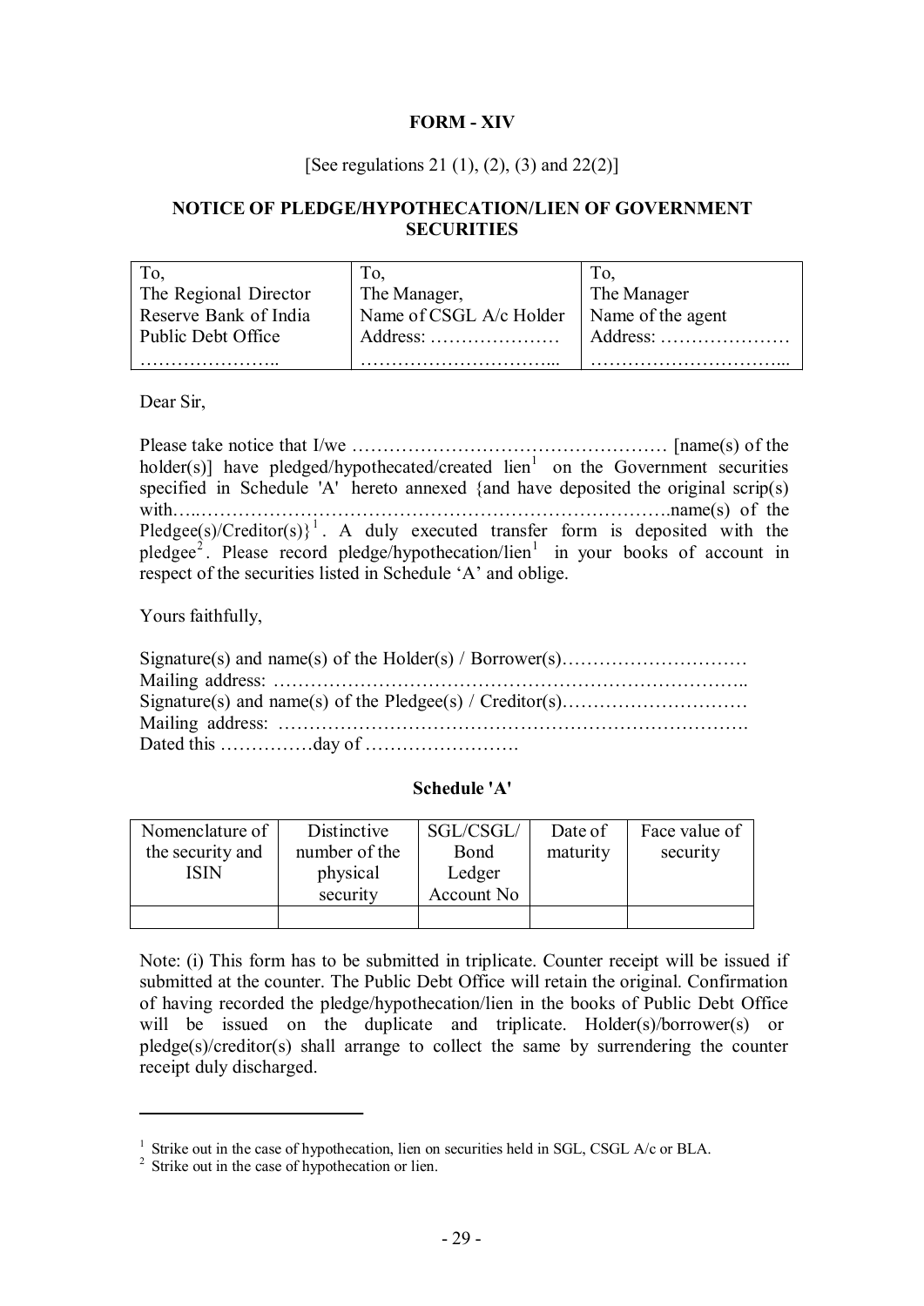**FORM - XIV**

[See regulations 21 (1), (2), (3) and 22(2)]

**NOTICE OF PLEDGE/HYPOTHECATION/LIEN OF GOVERNMENT SECURITIES**

| To, | To, | To, |
|---|---|---|
| The Regional Director | The Manager, | The Manager |
| Reserve Bank of India | Name of CSGL A/c Holder | Name of the agent |
| Public Debt Office | Address: ………………… | Address: ………………… |
| ………………….. | …………………………... | …………………………... |

Dear Sir,

Please take notice that I/we …………………………………………… [name(s) of the holder(s)] have pledged/hypothecated/created lien[1] on the Government securities specified in Schedule 'A' hereto annexed {and have deposited the original scrip(s) with…..…………………………………………………………………name(s) of the Pledgee(s)/Creditor(s)}[1]. A duly executed transfer form is deposited with the pledgee[2]. Please record pledge/hypothecation/lien[1] in your books of account in respect of the securities listed in Schedule 'A' and oblige.

Yours faithfully,

Signature(s) and name(s) of the Holder(s) / Borrower(s)…………………………
Mailing address: ………………………………………………………………..
Signature(s) and name(s) of the Pledgee(s) / Creditor(s)…………………………
Mailing address: ……………………………………………………………….
Dated this ……………day of …………………….

**Schedule 'A'**

| Nomenclature of the security and ISIN | Distinctive number of the physical security | SGL/CSGL/ Bond Ledger Account No | Date of maturity | Face value of security |
|---|---|---|---|---|
| | | | | |

Note: (i) This form has to be submitted in triplicate. Counter receipt will be issued if submitted at the counter. The Public Debt Office will retain the original. Confirmation of having recorded the pledge/hypothecation/lien in the books of Public Debt Office will be issued on the duplicate and triplicate. Holder(s)/borrower(s) or pledge(s)/creditor(s) shall arrange to collect the same by surrendering the counter receipt duly discharged.

---

[1] Strike out in the case of hypothecation, lien on securities held in SGL, CSGL A/c or BLA.
[2] Strike out in the case of hypothecation or lien.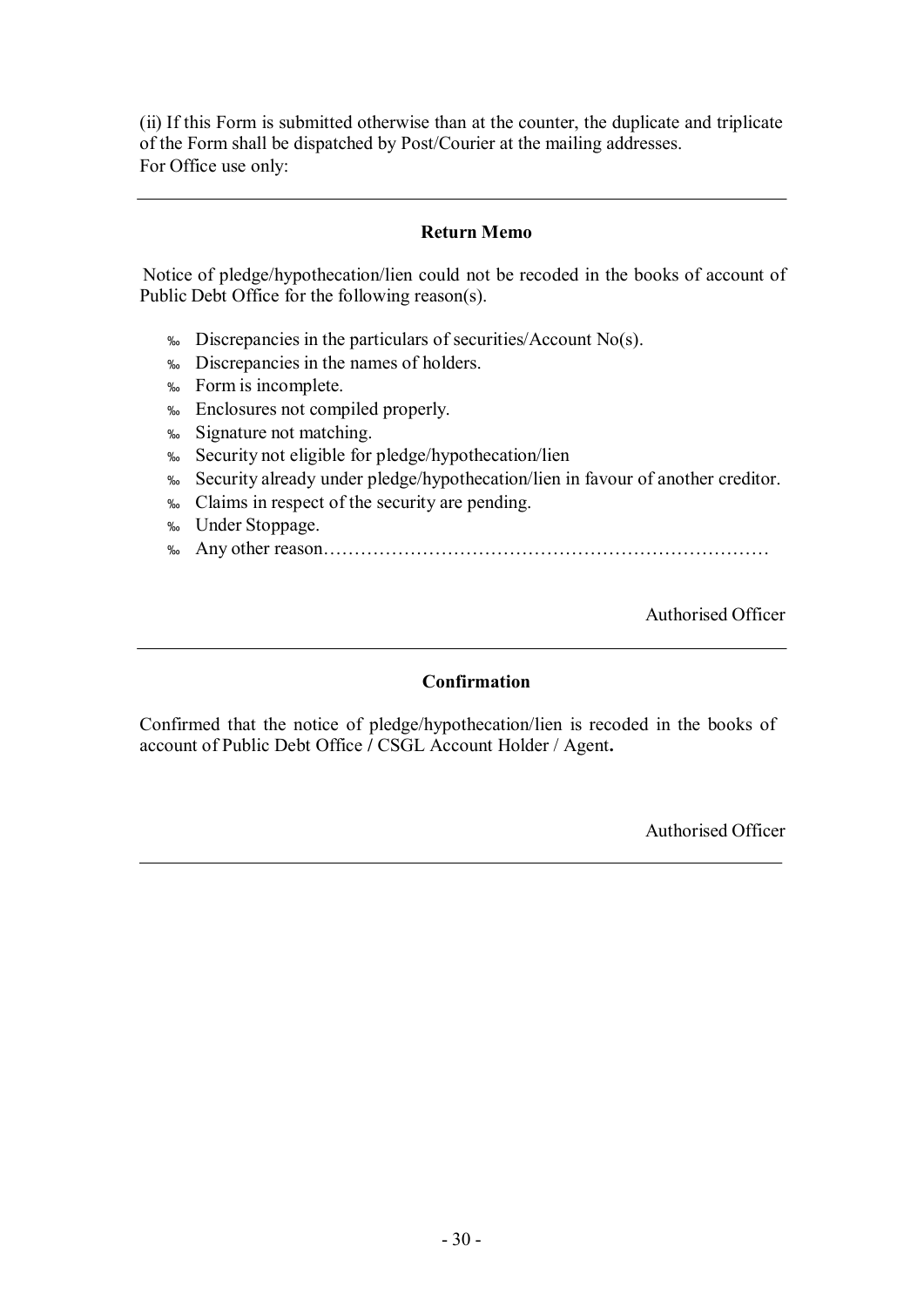(ii) If this Form is submitted otherwise than at the counter, the duplicate and triplicate of the Form shall be dispatched by Post/Courier at the mailing addresses.
For Office use only:

---

**Return Memo**

Notice of pledge/hypothecation/lien could not be recoded in the books of account of Public Debt Office for the following reason(s).

- Discrepancies in the particulars of securities/Account No(s).
- Discrepancies in the names of holders.
- Form is incomplete.
- Enclosures not compiled properly.
- Signature not matching.
- Security not eligible for pledge/hypothecation/lien
- Security already under pledge/hypothecation/lien in favour of another creditor.
- Claims in respect of the security are pending.
- Under Stoppage.
- Any other reason………………………………………………………………

Authorised Officer

---

**Confirmation**

Confirmed that the notice of pledge/hypothecation/lien is recoded in the books of account of Public Debt Office / CSGL Account Holder / Agent**.**

Authorised Officer

---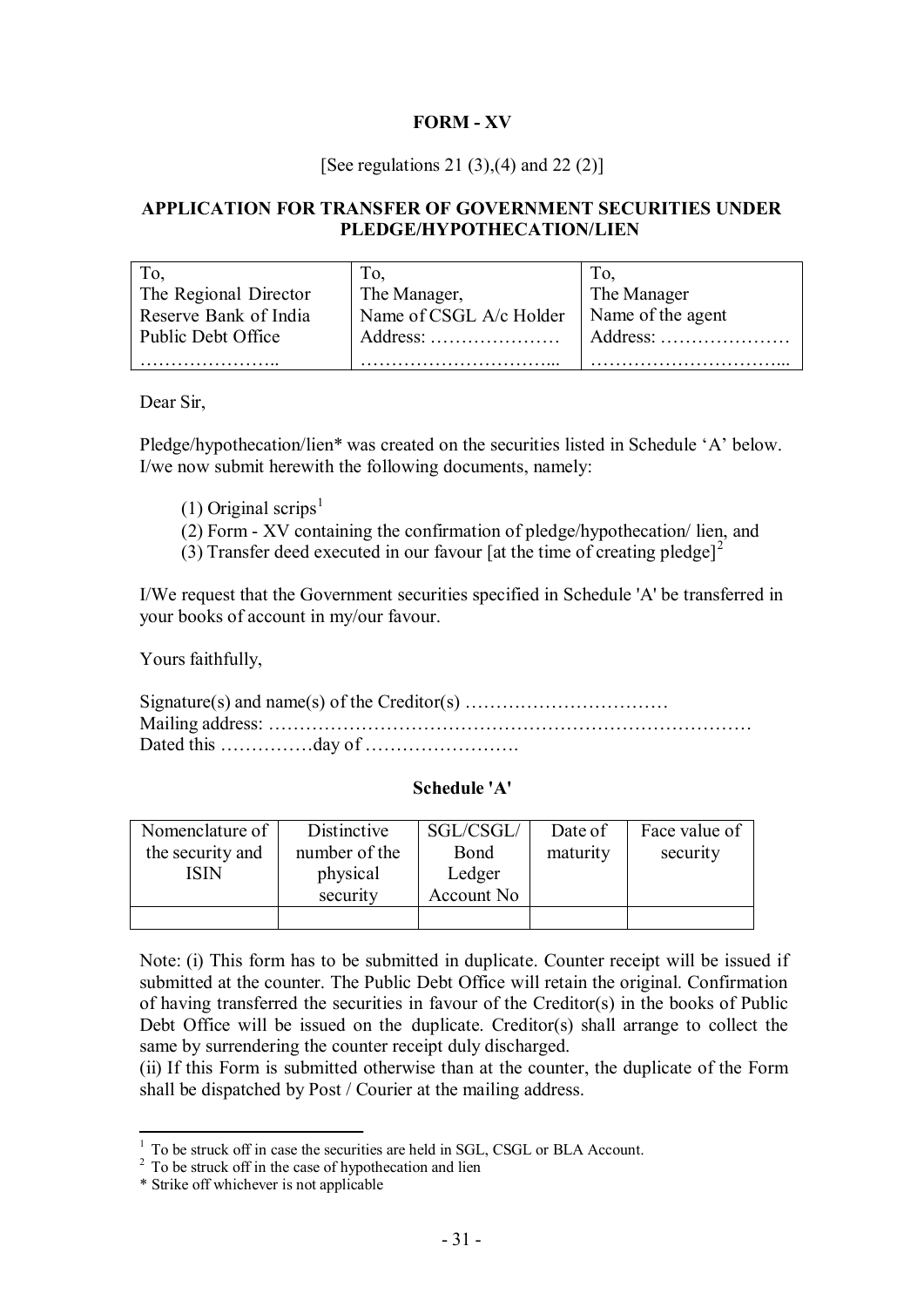**FORM - XV**

[See regulations 21 (3),(4) and 22 (2)]

**APPLICATION FOR TRANSFER OF GOVERNMENT SECURITIES UNDER PLEDGE/HYPOTHECATION/LIEN**

| To,<br>The Regional Director<br>Reserve Bank of India<br>Public Debt Office<br>………………….. | To,<br>The Manager,<br>Name of CSGL A/c Holder<br>Address: …………………<br>…………………………... | To,<br>The Manager<br>Name of the agent<br>Address: …………………<br>…………………………... |
|---|---|---|

Dear Sir,

Pledge/hypothecation/lien* was created on the securities listed in Schedule 'A' below. I/we now submit herewith the following documents, namely:

(1) Original scrips[1]

(2) Form - XV containing the confirmation of pledge/hypothecation/ lien, and

(3) Transfer deed executed in our favour [at the time of creating pledge][2]

I/We request that the Government securities specified in Schedule 'A' be transferred in your books of account in my/our favour.

Yours faithfully,

Signature(s) and name(s) of the Creditor(s) ……………………………

Mailing address: ……………………………………………………………………

Dated this ……………day of …………………….

**Schedule 'A'**

| Nomenclature of the security and ISIN | Distinctive number of the physical security | SGL/CSGL/ Bond Ledger Account No | Date of maturity | Face value of security |
|---|---|---|---|---|
| | | | | |

Note: (i) This form has to be submitted in duplicate. Counter receipt will be issued if submitted at the counter. The Public Debt Office will retain the original. Confirmation of having transferred the securities in favour of the Creditor(s) in the books of Public Debt Office will be issued on the duplicate. Creditor(s) shall arrange to collect the same by surrendering the counter receipt duly discharged.

(ii) If this Form is submitted otherwise than at the counter, the duplicate of the Form shall be dispatched by Post / Courier at the mailing address.

---

[1] To be struck off in case the securities are held in SGL, CSGL or BLA Account.

[2] To be struck off in the case of hypothecation and lien

\* Strike off whichever is not applicable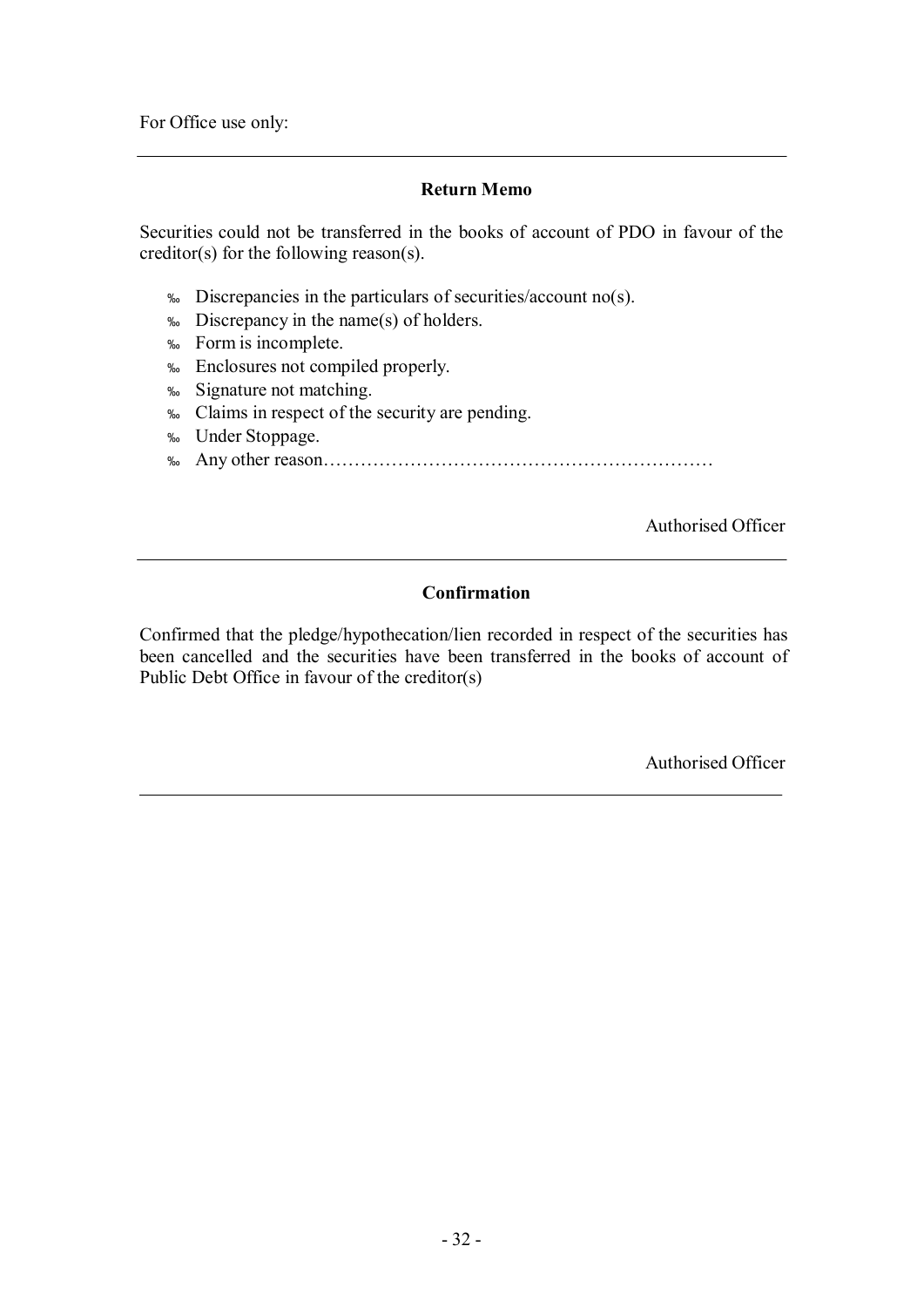For Office use only:

---

**Return Memo**

Securities could not be transferred in the books of account of PDO in favour of the creditor(s) for the following reason(s).

- ‰ Discrepancies in the particulars of securities/account no(s).
- ‰ Discrepancy in the name(s) of holders.
- ‰ Form is incomplete.
- ‰ Enclosures not compiled properly.
- ‰ Signature not matching.
- ‰ Claims in respect of the security are pending.
- ‰ Under Stoppage.
- ‰ Any other reason…………………………………………………………

Authorised Officer

---

**Confirmation**

Confirmed that the pledge/hypothecation/lien recorded in respect of the securities has been cancelled and the securities have been transferred in the books of account of Public Debt Office in favour of the creditor(s)

Authorised Officer

---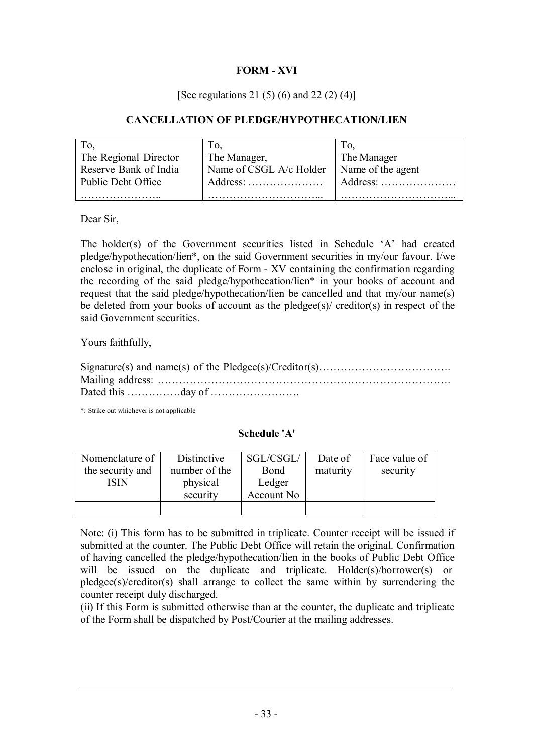**FORM - XVI**

[See regulations 21 (5) (6) and 22 (2) (4)]

**CANCELLATION OF PLEDGE/HYPOTHECATION/LIEN**

| To,<br>The Regional Director<br>Reserve Bank of India<br>Public Debt Office<br>………………….. | To,<br>The Manager,<br>Name of CSGL A/c Holder<br>Address: …………………<br>…………………………... | To,<br>The Manager<br>Name of the agent<br>Address: …………………<br>…………………………... |
|---|---|---|

Dear Sir,

The holder(s) of the Government securities listed in Schedule 'A' had created pledge/hypothecation/lien*, on the said Government securities in my/our favour. I/we enclose in original, the duplicate of Form - XV containing the confirmation regarding the recording of the said pledge/hypothecation/lien* in your books of account and request that the said pledge/hypothecation/lien be cancelled and that my/our name(s) be deleted from your books of account as the pledgee(s)/ creditor(s) in respect of the said Government securities.

Yours faithfully,

Signature(s) and name(s) of the Pledgee(s)/Creditor(s)……………………………….
Mailing address: ……………………………………………………………………….
Dated this ……………day of …………………….

*: Strike out whichever is not applicable

**Schedule 'A'**

| Nomenclature of the security and ISIN | Distinctive number of the physical security | SGL/CSGL/ Bond Ledger Account No | Date of maturity | Face value of security |
|---|---|---|---|---|
| | | | | |

Note: (i) This form has to be submitted in triplicate. Counter receipt will be issued if submitted at the counter. The Public Debt Office will retain the original. Confirmation of having cancelled the pledge/hypothecation/lien in the books of Public Debt Office will be issued on the duplicate and triplicate. Holder(s)/borrower(s) or pledgee(s)/creditor(s) shall arrange to collect the same within by surrendering the counter receipt duly discharged.
(ii) If this Form is submitted otherwise than at the counter, the duplicate and triplicate of the Form shall be dispatched by Post/Courier at the mailing addresses.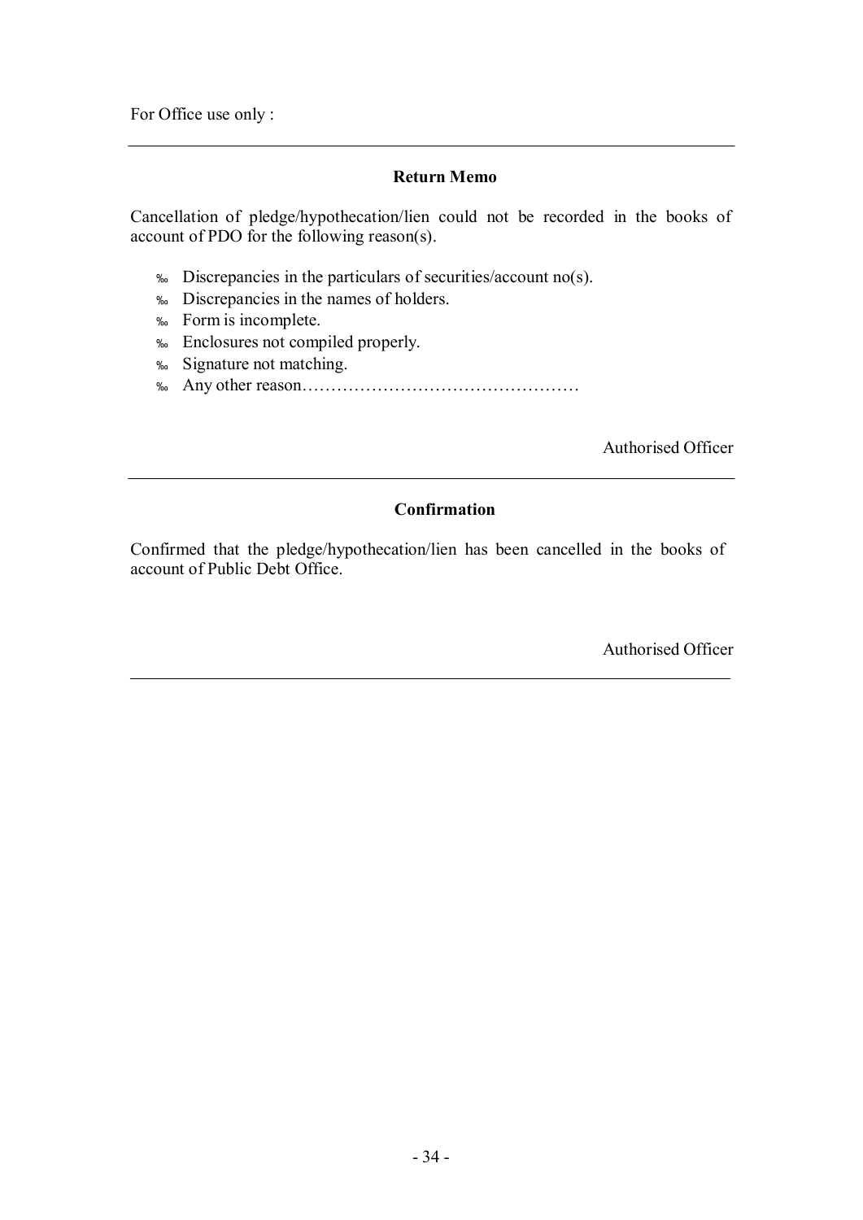For Office use only :

---

**Return Memo**

Cancellation of pledge/hypothecation/lien could not be recorded in the books of account of PDO for the following reason(s).

- ‰ Discrepancies in the particulars of securities/account no(s).
- ‰ Discrepancies in the names of holders.
- ‰ Form is incomplete.
- ‰ Enclosures not compiled properly.
- ‰ Signature not matching.
- ‰ Any other reason…………………………………………

Authorised Officer

---

**Confirmation**

Confirmed that the pledge/hypothecation/lien has been cancelled in the books of account of Public Debt Office.

Authorised Officer

---